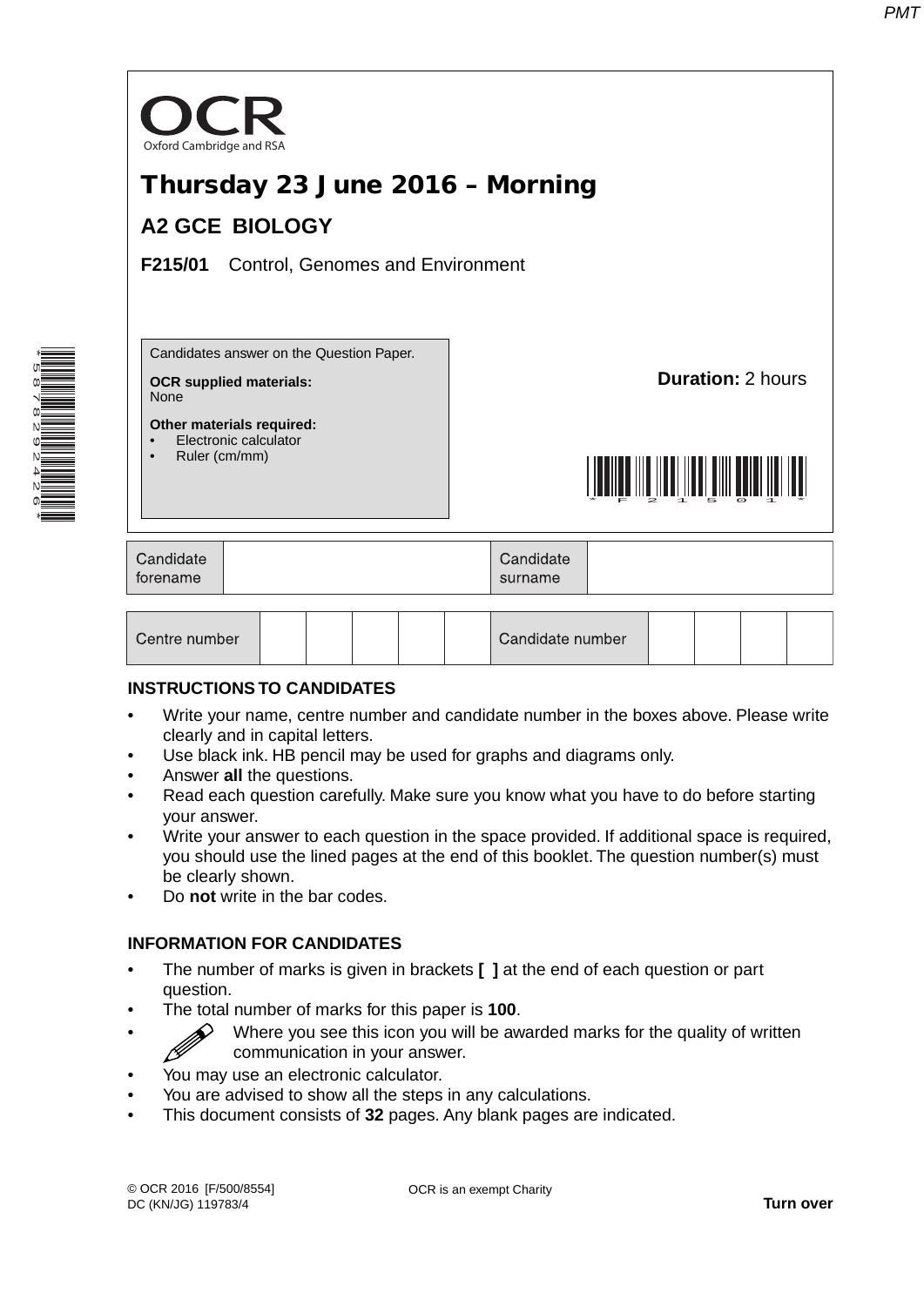OCR
Oxford Cambridge and RSA

# Thursday 23 June 2016 – Morning

## A2 GCE BIOLOGY

**F215/01** Control, Genomes and Environment

Candidates answer on the Question Paper.

**OCR supplied materials:**
None

**Other materials required:**
- Electronic calculator
- Ruler (cm/mm)

**Duration:** 2 hours

| Candidate forename | | Candidate surname | |
|---|---|---|---|

| Centre number | | | | | | Candidate number | | | | |
|---|---|---|---|---|---|---|---|---|---|---|

**INSTRUCTIONS TO CANDIDATES**

- Write your name, centre number and candidate number in the boxes above. Please write clearly and in capital letters.
- Use black ink. HB pencil may be used for graphs and diagrams only.
- Answer **all** the questions.
- Read each question carefully. Make sure you know what you have to do before starting your answer.
- Write your answer to each question in the space provided. If additional space is required, you should use the lined pages at the end of this booklet. The question number(s) must be clearly shown.
- Do **not** write in the bar codes.

**INFORMATION FOR CANDIDATES**

- The number of marks is given in brackets **[ ]** at the end of each question or part question.
- The total number of marks for this paper is **100**.
- Where you see this icon you will be awarded marks for the quality of written communication in your answer.
- You may use an electronic calculator.
- You are advised to show all the steps in any calculations.
- This document consists of **32** pages. Any blank pages are indicated.

© OCR 2016 [F/500/8554]
DC (KN/JG) 119783/4

OCR is an exempt Charity

**Turn over**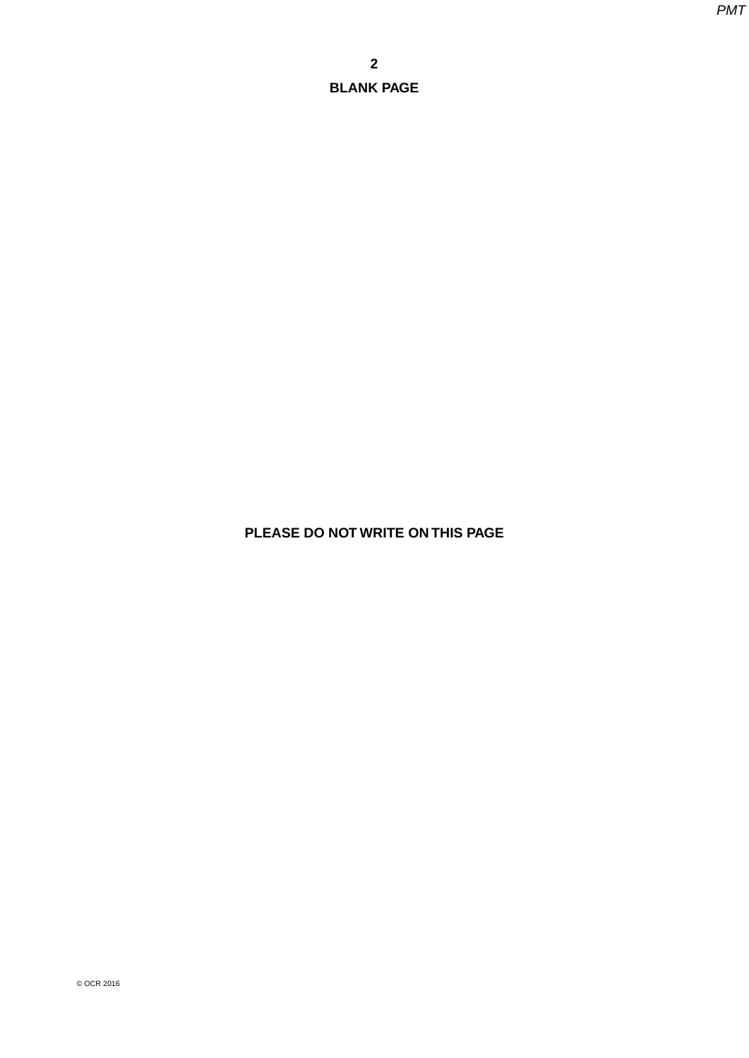**BLANK PAGE**

**PLEASE DO NOT WRITE ON THIS PAGE**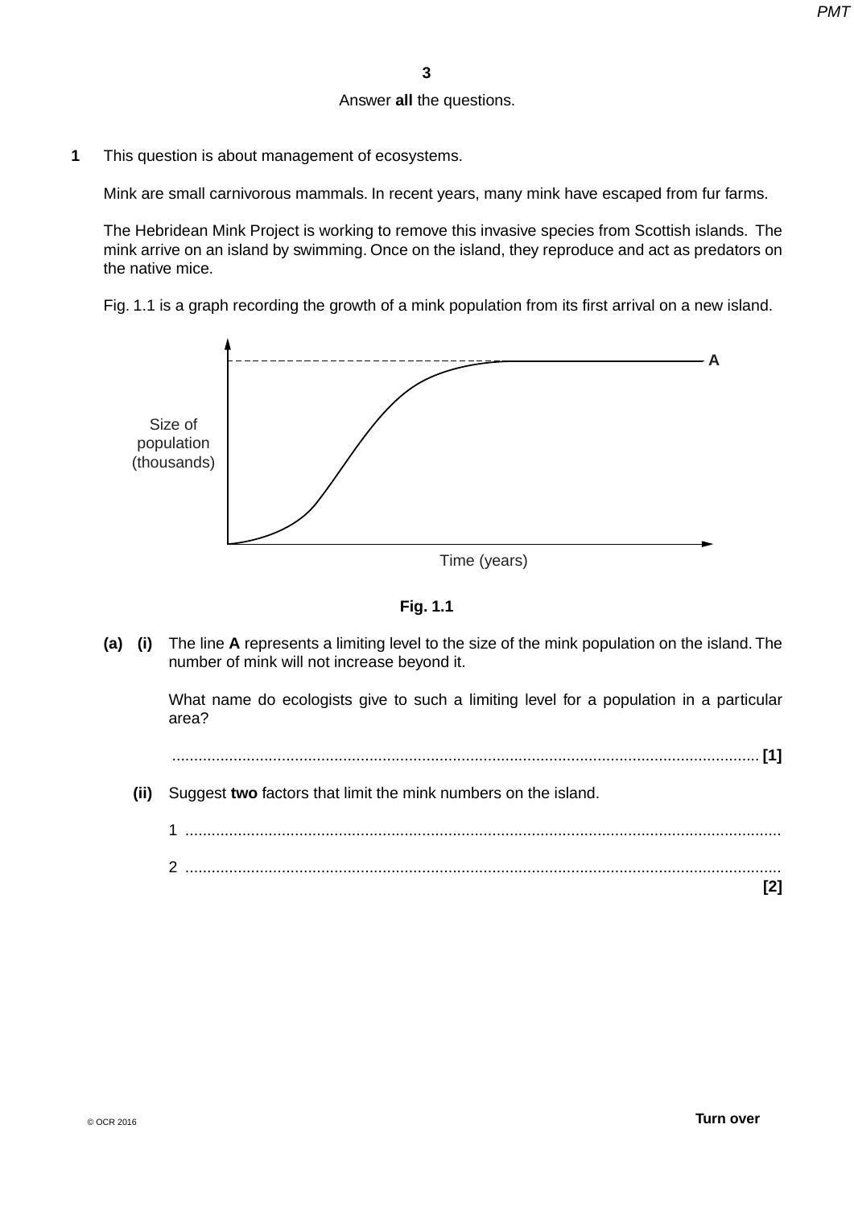Answer **all** the questions.

**1** This question is about management of ecosystems.

Mink are small carnivorous mammals. In recent years, many mink have escaped from fur farms.

The Hebridean Mink Project is working to remove this invasive species from Scottish islands. The mink arrive on an island by swimming. Once on the island, they reproduce and act as predators on the native mice.

Fig. 1.1 is a graph recording the growth of a mink population from its first arrival on a new island.

**Fig. 1.1**

**(a) (i)** The line **A** represents a limiting level to the size of the mink population on the island. The number of mink will not increase beyond it.

What name do ecologists give to such a limiting level for a population in a particular area?

............................................................................................................................................ **[1]**

**(ii)** Suggest **two** factors that limit the mink numbers on the island.

1 ............................................................................................................................................

2 ............................................................................................................................................

**[2]**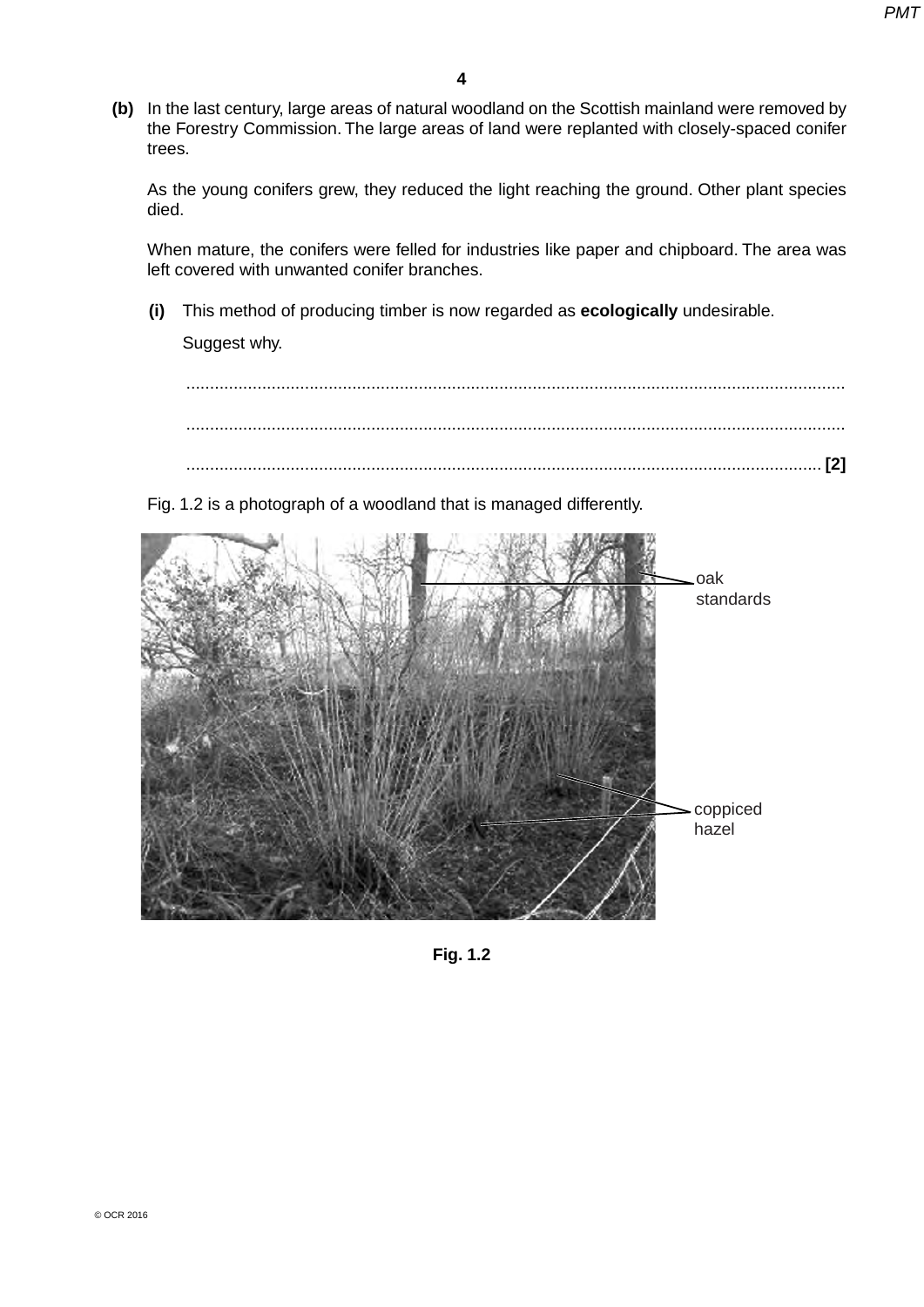**(b)** In the last century, large areas of natural woodland on the Scottish mainland were removed by the Forestry Commission. The large areas of land were replanted with closely-spaced conifer trees.

As the young conifers grew, they reduced the light reaching the ground. Other plant species died.

When mature, the conifers were felled for industries like paper and chipboard. The area was left covered with unwanted conifer branches.

**(i)** This method of producing timber is now regarded as **ecologically** undesirable.

Suggest why.

..........................................................................................................................................

..........................................................................................................................................

.................................................................................................................................... **[2]**

Fig. 1.2 is a photograph of a woodland that is managed differently.

oak standards

coppiced hazel

**Fig. 1.2**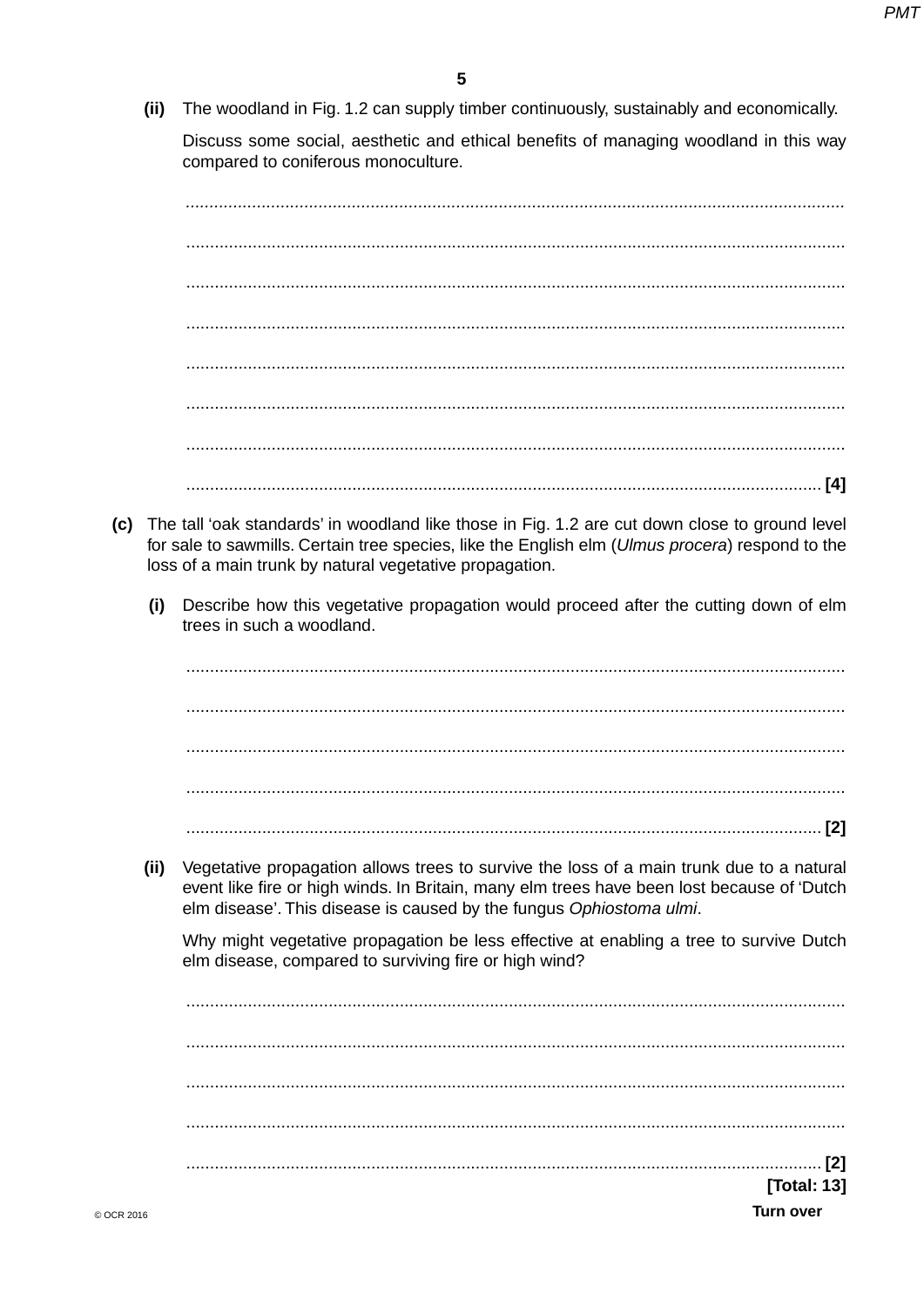**(ii)** The woodland in Fig. 1.2 can supply timber continuously, sustainably and economically.

Discuss some social, aesthetic and ethical benefits of managing woodland in this way compared to coniferous monoculture.

.......................................................................................................................................

.......................................................................................................................................

.......................................................................................................................................

.......................................................................................................................................

.......................................................................................................................................

.......................................................................................................................................

.......................................................................................................................................

....................................................................................................................................... **[4]**

**(c)** The tall 'oak standards' in woodland like those in Fig. 1.2 are cut down close to ground level for sale to sawmills. Certain tree species, like the English elm (*Ulmus procera*) respond to the loss of a main trunk by natural vegetative propagation.

**(i)** Describe how this vegetative propagation would proceed after the cutting down of elm trees in such a woodland.

.......................................................................................................................................

.......................................................................................................................................

.......................................................................................................................................

.......................................................................................................................................

....................................................................................................................................... **[2]**

**(ii)** Vegetative propagation allows trees to survive the loss of a main trunk due to a natural event like fire or high winds. In Britain, many elm trees have been lost because of 'Dutch elm disease'. This disease is caused by the fungus *Ophiostoma ulmi*.

Why might vegetative propagation be less effective at enabling a tree to survive Dutch elm disease, compared to surviving fire or high wind?

.......................................................................................................................................

.......................................................................................................................................

.......................................................................................................................................

.......................................................................................................................................

....................................................................................................................................... **[2]**

**[Total: 13]**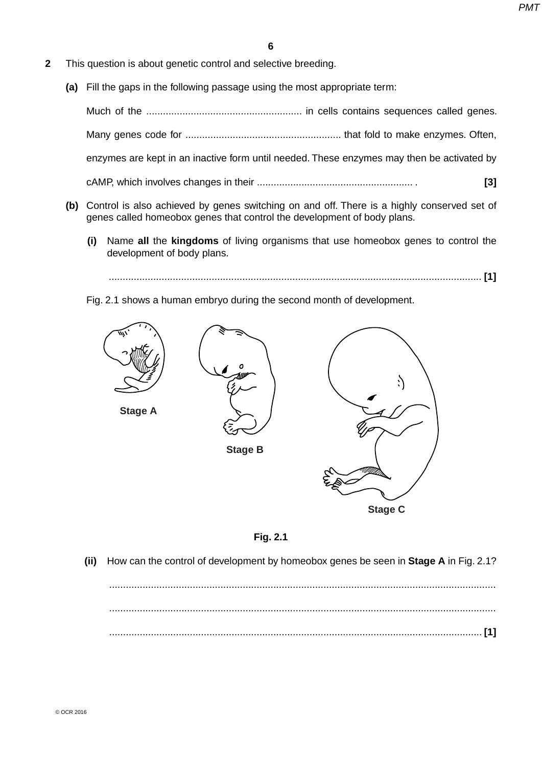**2** This question is about genetic control and selective breeding.

**(a)** Fill the gaps in the following passage using the most appropriate term:

Much of the ........................................................ in cells contains sequences called genes.

Many genes code for ........................................................ that fold to make enzymes. Often,

enzymes are kept in an inactive form until needed. These enzymes may then be activated by

cAMP, which involves changes in their ........................................................ . **[3]**

**(b)** Control is also achieved by genes switching on and off. There is a highly conserved set of genes called homeobox genes that control the development of body plans.

**(i)** Name **all** the **kingdoms** of living organisms that use homeobox genes to control the development of body plans.

...................................................................................................................................... **[1]**

Fig. 2.1 shows a human embryo during the second month of development.

Stage A

Stage B

Stage C

**Fig. 2.1**

**(ii)** How can the control of development by homeobox genes be seen in **Stage A** in Fig. 2.1?

..........................................................................................................................................

..........................................................................................................................................

...................................................................................................................................... **[1]**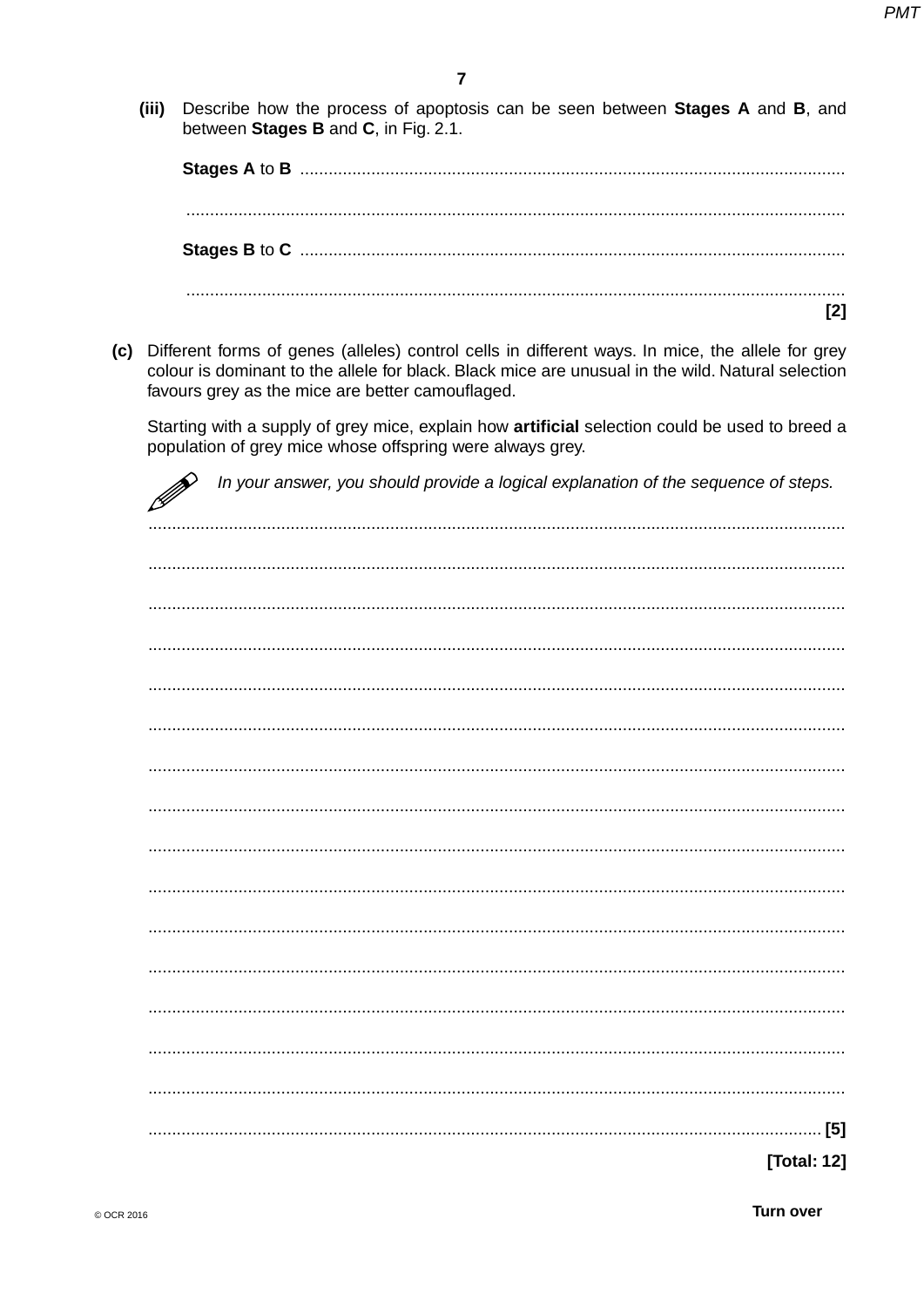**(iii)** Describe how the process of apoptosis can be seen between **Stages A** and **B**, and between **Stages B** and **C**, in Fig. 2.1.

**Stages A** to **B** ..........................................................................................................

..........................................................................................................................

**Stages B** to **C** ..........................................................................................................

.......................................................................................................................... **[2]**

**(c)** Different forms of genes (alleles) control cells in different ways. In mice, the allele for grey colour is dominant to the allele for black. Black mice are unusual in the wild. Natural selection favours grey as the mice are better camouflaged.

Starting with a supply of grey mice, explain how **artificial** selection could be used to breed a population of grey mice whose offspring were always grey.

*In your answer, you should provide a logical explanation of the sequence of steps.*

..........................................................................................................................

..........................................................................................................................

..........................................................................................................................

..........................................................................................................................

..........................................................................................................................

..........................................................................................................................

..........................................................................................................................

..........................................................................................................................

..........................................................................................................................

..........................................................................................................................

..........................................................................................................................

..........................................................................................................................

..........................................................................................................................

..........................................................................................................................

..........................................................................................................................

.......................................................................................................................... **[5]**

**[Total: 12]**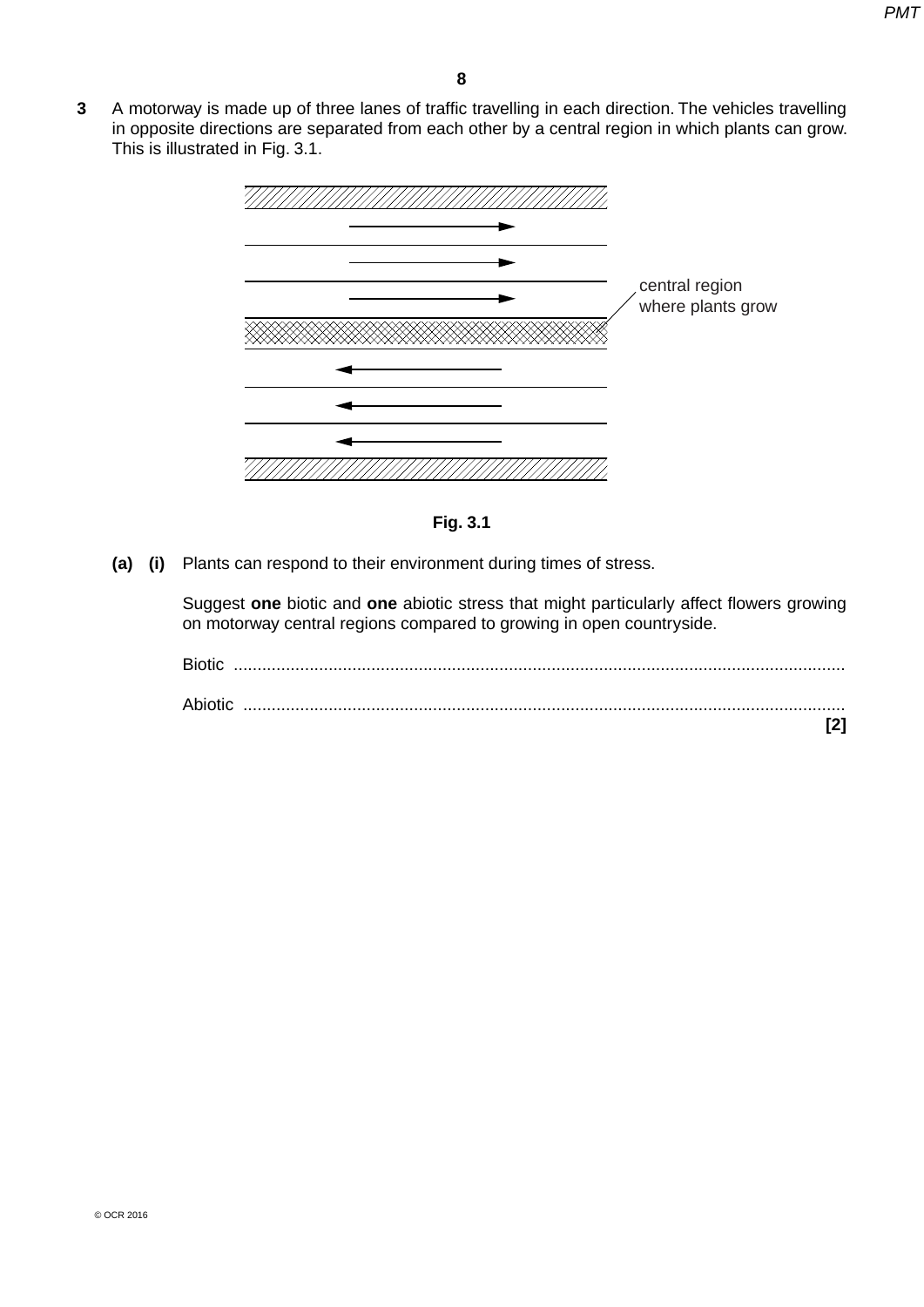**3** A motorway is made up of three lanes of traffic travelling in each direction. The vehicles travelling in opposite directions are separated from each other by a central region in which plants can grow. This is illustrated in Fig. 3.1.

central region where plants grow

**Fig. 3.1**

**(a) (i)** Plants can respond to their environment during times of stress.

Suggest **one** biotic and **one** abiotic stress that might particularly affect flowers growing on motorway central regions compared to growing in open countryside.

Biotic .......................................................................................................................

Abiotic .......................................................................................................................

**[2]**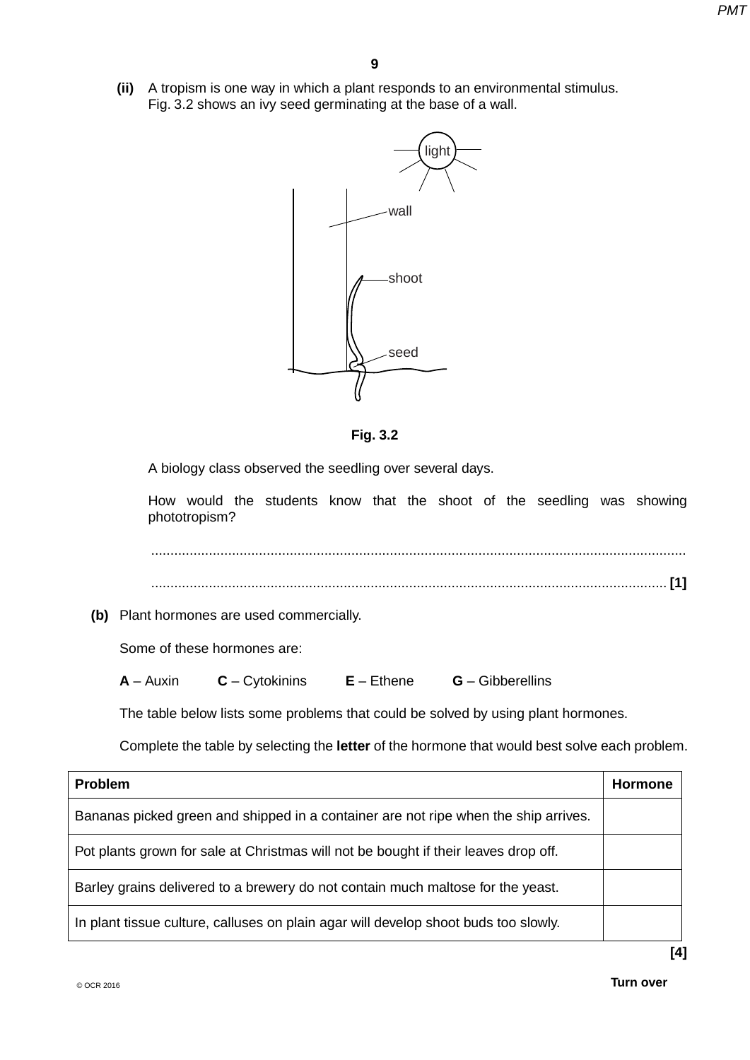**(ii)** A tropism is one way in which a plant responds to an environmental stimulus. Fig. 3.2 shows an ivy seed germinating at the base of a wall.

light

wall

shoot

seed

**Fig. 3.2**

A biology class observed the seedling over several days.

How would the students know that the shoot of the seedling was showing phototropism?

..........................................................................................................................................

.......................................................................................................................................... **[1]**

**(b)** Plant hormones are used commercially.

Some of these hormones are:

**A** – Auxin    **C** – Cytokinins    **E** – Ethene    **G** – Gibberellins

The table below lists some problems that could be solved by using plant hormones.

Complete the table by selecting the **letter** of the hormone that would best solve each problem.

| **Problem** | **Hormone** |
|---|---|
| Bananas picked green and shipped in a container are not ripe when the ship arrives. | |
| Pot plants grown for sale at Christmas will not be bought if their leaves drop off. | |
| Barley grains delivered to a brewery do not contain much maltose for the yeast. | |
| In plant tissue culture, calluses on plain agar will develop shoot buds too slowly. | |

**[4]**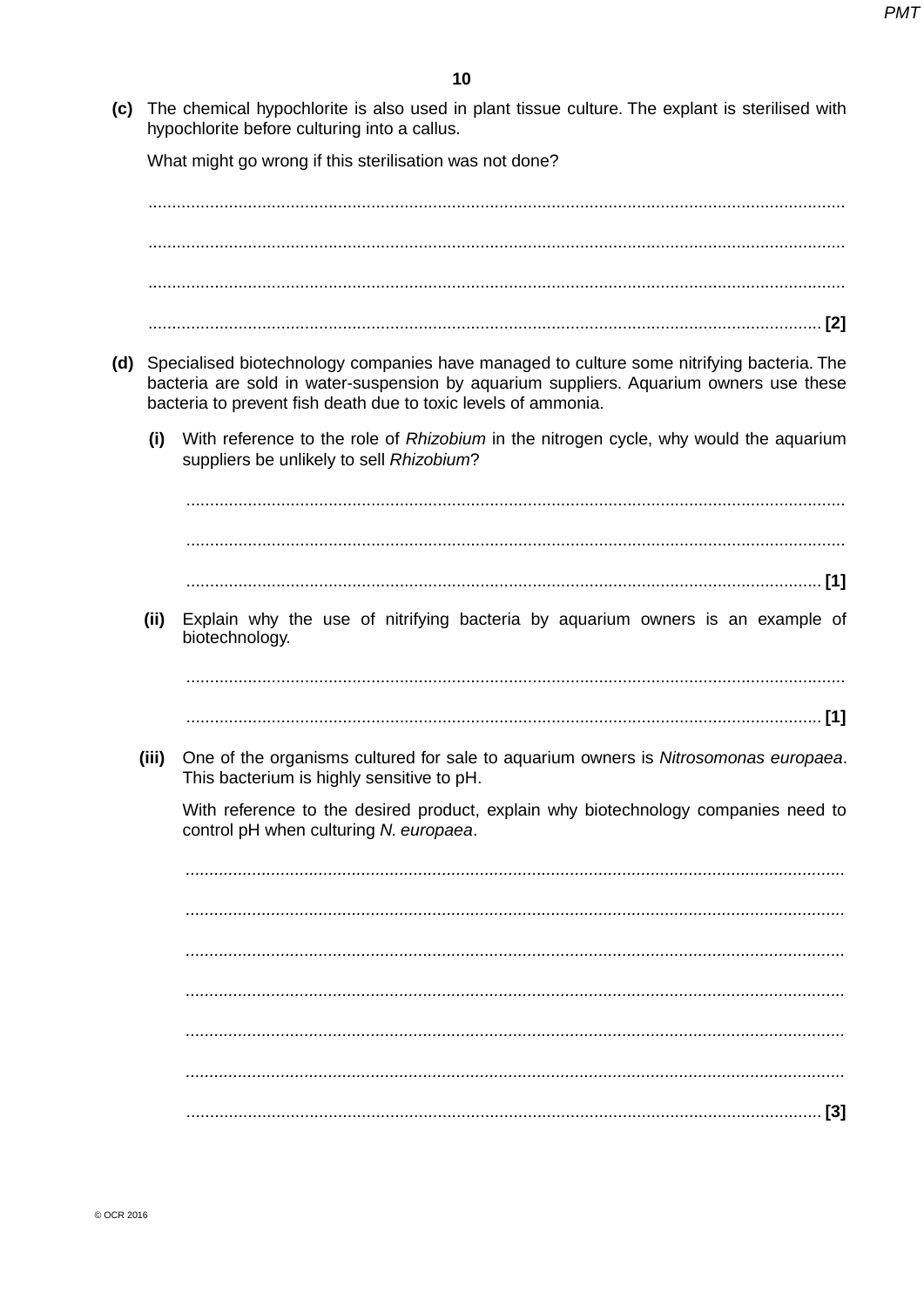**(c)** The chemical hypochlorite is also used in plant tissue culture. The explant is sterilised with hypochlorite before culturing into a callus.

What might go wrong if this sterilisation was not done?

..................................................................................................................................................

..................................................................................................................................................

..................................................................................................................................................

.............................................................................................................................................. [2]

**(d)** Specialised biotechnology companies have managed to culture some nitrifying bacteria. The bacteria are sold in water-suspension by aquarium suppliers. Aquarium owners use these bacteria to prevent fish death due to toxic levels of ammonia.

**(i)** With reference to the role of *Rhizobium* in the nitrogen cycle, why would the aquarium suppliers be unlikely to sell *Rhizobium*?

..................................................................................................................................................

..................................................................................................................................................

.............................................................................................................................................. [1]

**(ii)** Explain why the use of nitrifying bacteria by aquarium owners is an example of biotechnology.

..................................................................................................................................................

.............................................................................................................................................. [1]

**(iii)** One of the organisms cultured for sale to aquarium owners is *Nitrosomonas europaea*. This bacterium is highly sensitive to pH.

With reference to the desired product, explain why biotechnology companies need to control pH when culturing *N. europaea*.

..................................................................................................................................................

..................................................................................................................................................

..................................................................................................................................................

..................................................................................................................................................

..................................................................................................................................................

..................................................................................................................................................

.............................................................................................................................................. [3]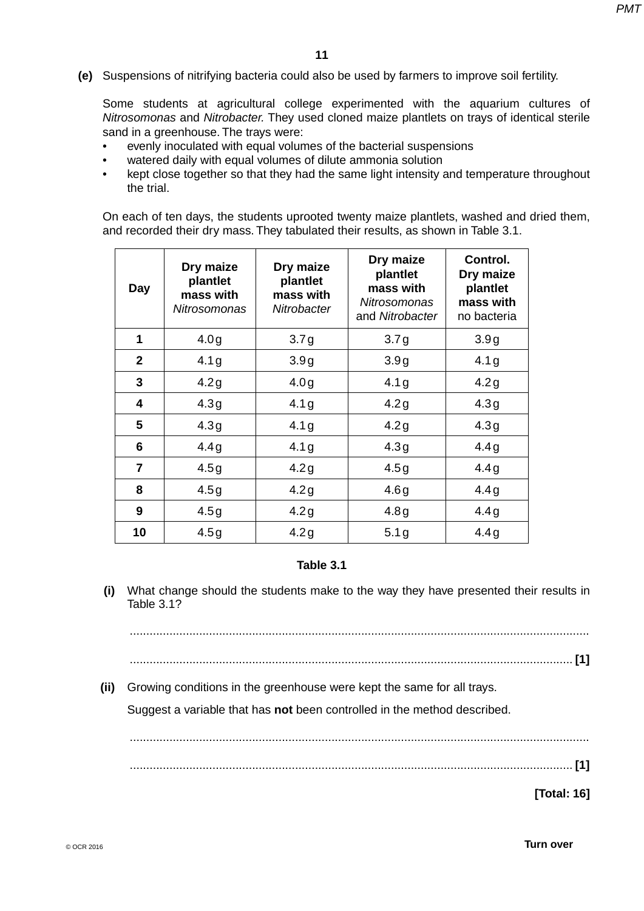**(e)** Suspensions of nitrifying bacteria could also be used by farmers to improve soil fertility.

Some students at agricultural college experimented with the aquarium cultures of *Nitrosomonas* and *Nitrobacter.* They used cloned maize plantlets on trays of identical sterile sand in a greenhouse. The trays were:

- evenly inoculated with equal volumes of the bacterial suspensions
- watered daily with equal volumes of dilute ammonia solution
- kept close together so that they had the same light intensity and temperature throughout the trial.

On each of ten days, the students uprooted twenty maize plantlets, washed and dried them, and recorded their dry mass. They tabulated their results, as shown in Table 3.1.

| Day | Dry maize plantlet mass with *Nitrosomonas* | Dry maize plantlet mass with *Nitrobacter* | Dry maize plantlet mass with *Nitrosomonas* and *Nitrobacter* | Control. Dry maize plantlet mass with no bacteria |
|---|---|---|---|---|
| 1 | 4.0 g | 3.7 g | 3.7 g | 3.9 g |
| 2 | 4.1 g | 3.9 g | 3.9 g | 4.1 g |
| 3 | 4.2 g | 4.0 g | 4.1 g | 4.2 g |
| 4 | 4.3 g | 4.1 g | 4.2 g | 4.3 g |
| 5 | 4.3 g | 4.1 g | 4.2 g | 4.3 g |
| 6 | 4.4 g | 4.1 g | 4.3 g | 4.4 g |
| 7 | 4.5 g | 4.2 g | 4.5 g | 4.4 g |
| 8 | 4.5 g | 4.2 g | 4.6 g | 4.4 g |
| 9 | 4.5 g | 4.2 g | 4.8 g | 4.4 g |
| 10 | 4.5 g | 4.2 g | 5.1 g | 4.4 g |

**Table 3.1**

**(i)** What change should the students make to the way they have presented their results in Table 3.1?

........................................................................................................................................

.................................................................................................................................. **[1]**

**(ii)** Growing conditions in the greenhouse were kept the same for all trays.

Suggest a variable that has **not** been controlled in the method described.

........................................................................................................................................

.................................................................................................................................. **[1]**

**[Total: 16]**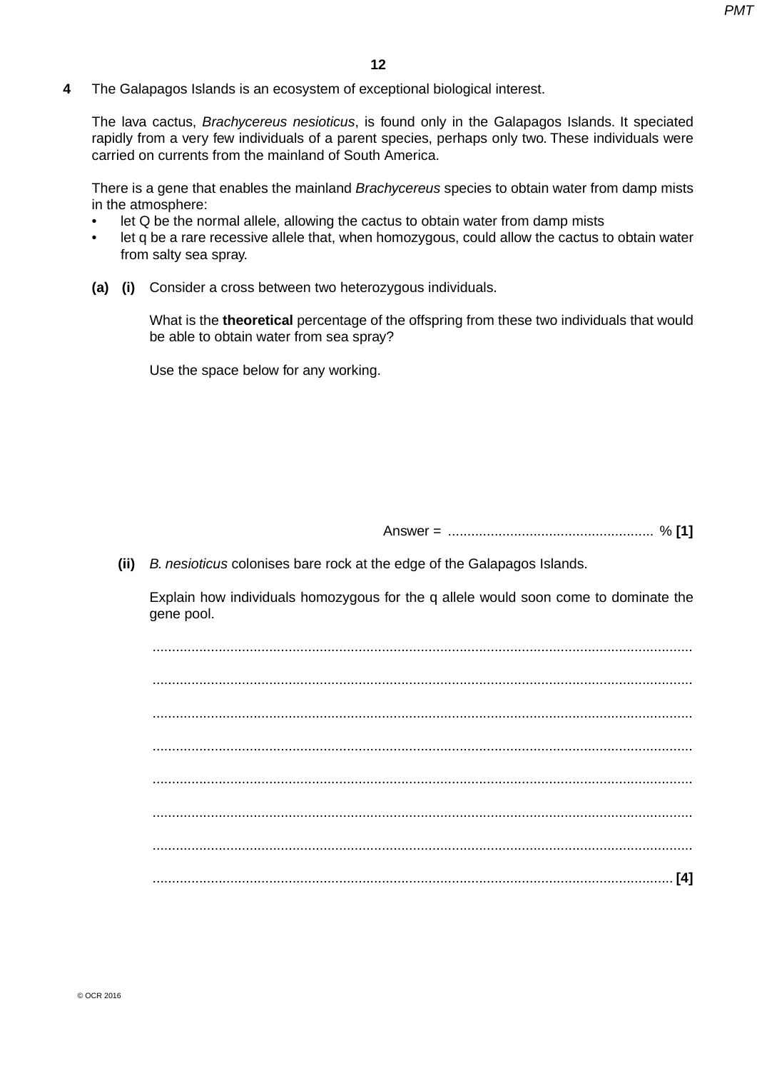**4** The Galapagos Islands is an ecosystem of exceptional biological interest.

The lava cactus, *Brachycereus nesioticus*, is found only in the Galapagos Islands. It speciated rapidly from a very few individuals of a parent species, perhaps only two. These individuals were carried on currents from the mainland of South America.

There is a gene that enables the mainland *Brachycereus* species to obtain water from damp mists in the atmosphere:

- let Q be the normal allele, allowing the cactus to obtain water from damp mists
- let q be a rare recessive allele that, when homozygous, could allow the cactus to obtain water from salty sea spray.

**(a) (i)** Consider a cross between two heterozygous individuals.

What is the **theoretical** percentage of the offspring from these two individuals that would be able to obtain water from sea spray?

Use the space below for any working.

Answer = .................................................... % **[1]**

**(ii)** *B. nesioticus* colonises bare rock at the edge of the Galapagos Islands.

Explain how individuals homozygous for the q allele would soon come to dominate the gene pool.

...........................................................................................................................................

...........................................................................................................................................

...........................................................................................................................................

...........................................................................................................................................

...........................................................................................................................................

...........................................................................................................................................

...........................................................................................................................................

...................................................................................................................................... **[4]**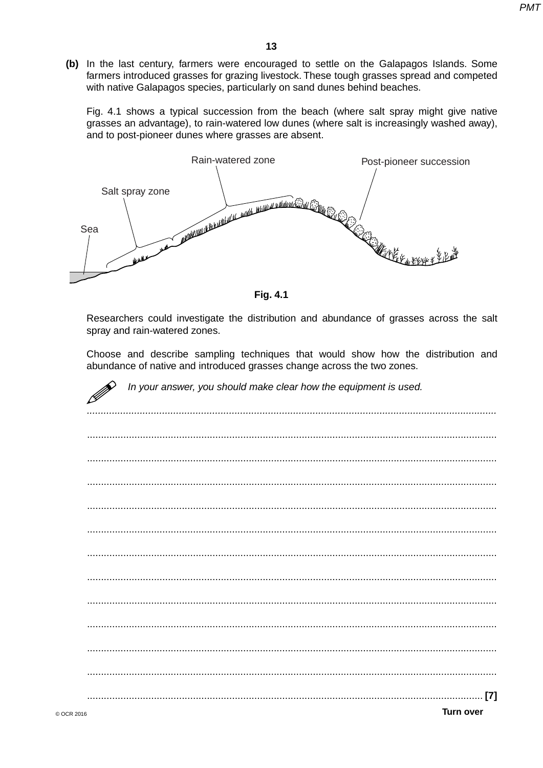**(b)** In the last century, farmers were encouraged to settle on the Galapagos Islands. Some farmers introduced grasses for grazing livestock. These tough grasses spread and competed with native Galapagos species, particularly on sand dunes behind beaches.

Fig. 4.1 shows a typical succession from the beach (where salt spray might give native grasses an advantage), to rain-watered low dunes (where salt is increasingly washed away), and to post-pioneer dunes where grasses are absent.

Fig. 4.1

Researchers could investigate the distribution and abundance of grasses across the salt spray and rain-watered zones.

Choose and describe sampling techniques that would show how the distribution and abundance of native and introduced grasses change across the two zones.

*In your answer, you should make clear how the equipment is used.*

.................................................................................................................................................

.................................................................................................................................................

.................................................................................................................................................

.................................................................................................................................................

.................................................................................................................................................

.................................................................................................................................................

.................................................................................................................................................

.................................................................................................................................................

.................................................................................................................................................

.................................................................................................................................................

.................................................................................................................................................

.................................................................................................................................................

............................................................................................................................................ **[7]**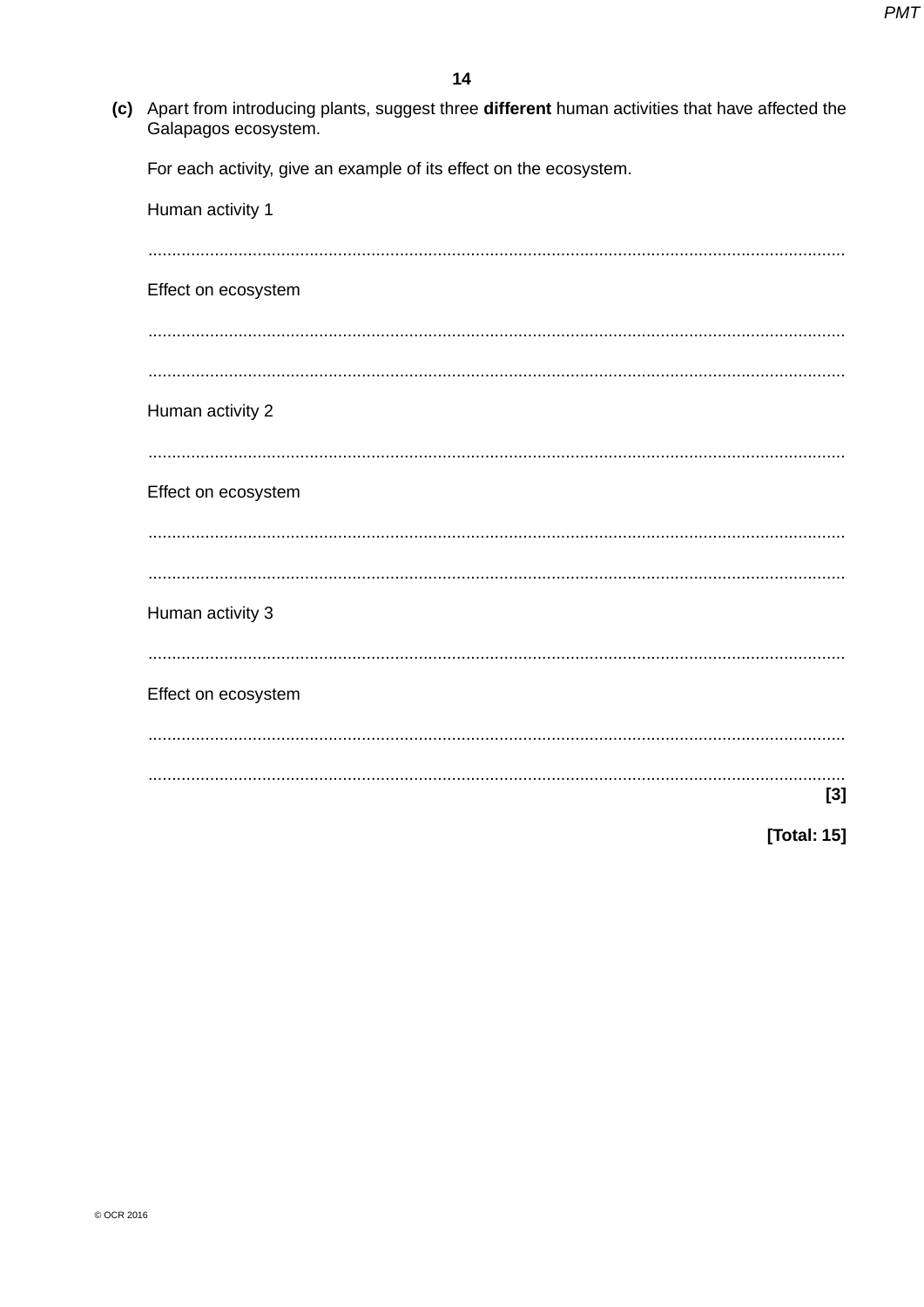**(c)** Apart from introducing plants, suggest three **different** human activities that have affected the Galapagos ecosystem.

For each activity, give an example of its effect on the ecosystem.

Human activity 1

.......................................................................................................................................

Effect on ecosystem

.......................................................................................................................................

.......................................................................................................................................

Human activity 2

.......................................................................................................................................

Effect on ecosystem

.......................................................................................................................................

.......................................................................................................................................

Human activity 3

.......................................................................................................................................

Effect on ecosystem

.......................................................................................................................................

.......................................................................................................................................

**[3]**

**[Total: 15]**

© OCR 2016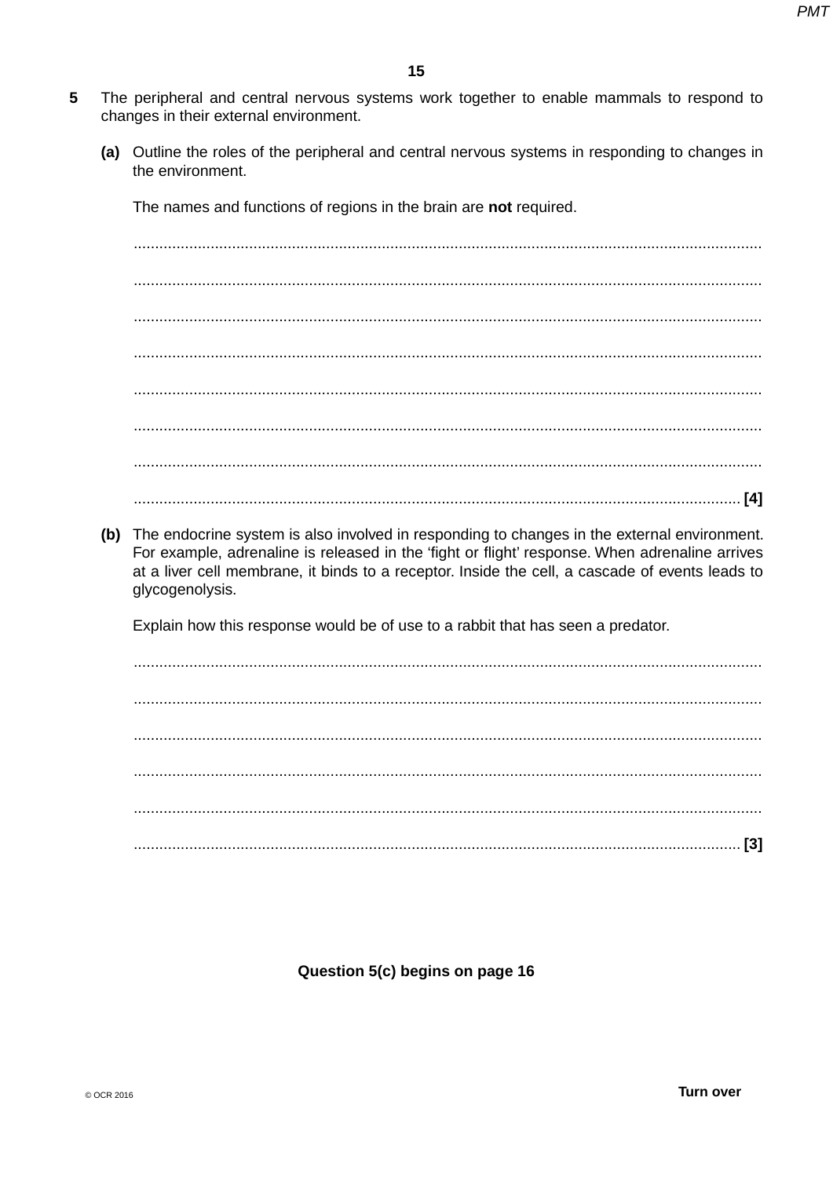**5** The peripheral and central nervous systems work together to enable mammals to respond to changes in their external environment.

**(a)** Outline the roles of the peripheral and central nervous systems in responding to changes in the environment.

The names and functions of regions in the brain are **not** required.

.................................................................................................................................................

.................................................................................................................................................

.................................................................................................................................................

.................................................................................................................................................

.................................................................................................................................................

.................................................................................................................................................

.................................................................................................................................................

.......................................................................................................................................... **[4]**

**(b)** The endocrine system is also involved in responding to changes in the external environment. For example, adrenaline is released in the 'fight or flight' response. When adrenaline arrives at a liver cell membrane, it binds to a receptor. Inside the cell, a cascade of events leads to glycogenolysis.

Explain how this response would be of use to a rabbit that has seen a predator.

.................................................................................................................................................

.................................................................................................................................................

.................................................................................................................................................

.................................................................................................................................................

.................................................................................................................................................

.......................................................................................................................................... **[3]**

**Question 5(c) begins on page 16**

© OCR 2016 **Turn over**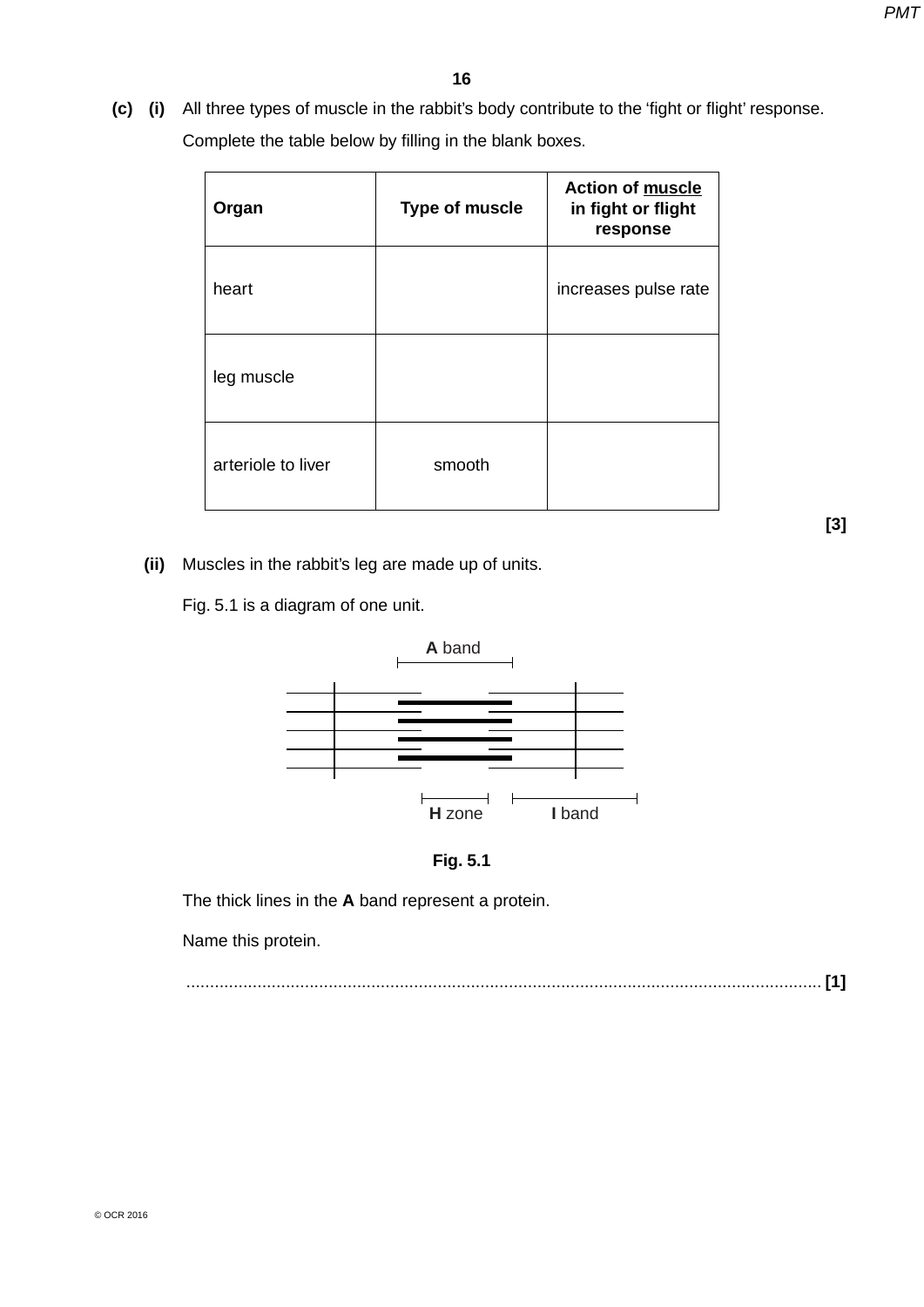**(c) (i)** All three types of muscle in the rabbit's body contribute to the 'fight or flight' response.

Complete the table below by filling in the blank boxes.

| Organ | Type of muscle | Action of muscle in fight or flight response |
|---|---|---|
| heart | | increases pulse rate |
| leg muscle | | |
| arteriole to liver | smooth | |

**[3]**

**(ii)** Muscles in the rabbit's leg are made up of units.

Fig. 5.1 is a diagram of one unit.

**A** band

**H** zone **I** band

**Fig. 5.1**

The thick lines in the **A** band represent a protein.

Name this protein.

............................................................................................................................................ **[1]**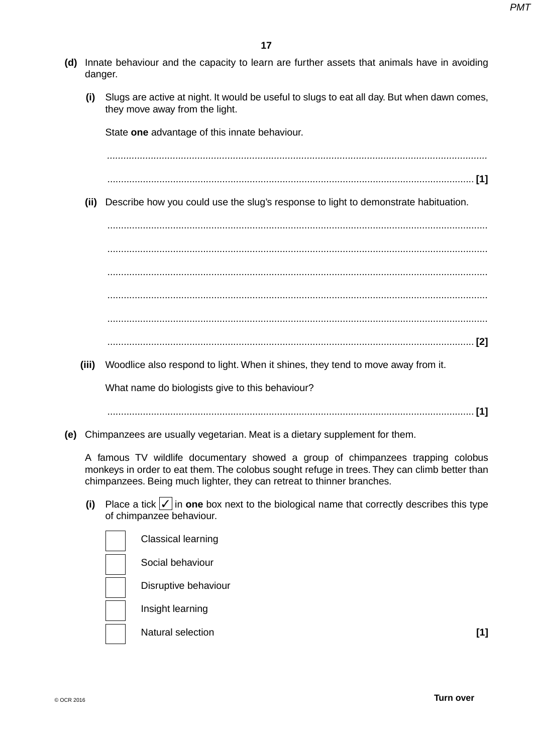**(d)** Innate behaviour and the capacity to learn are further assets that animals have in avoiding danger.

**(i)** Slugs are active at night. It would be useful to slugs to eat all day. But when dawn comes, they move away from the light.

State **one** advantage of this innate behaviour.

..........................................................................................................................................

.......................................................................................................................................... **[1]**

**(ii)** Describe how you could use the slug's response to light to demonstrate habituation.

..........................................................................................................................................

..........................................................................................................................................

..........................................................................................................................................

..........................................................................................................................................

..........................................................................................................................................

.......................................................................................................................................... **[2]**

**(iii)** Woodlice also respond to light. When it shines, they tend to move away from it.

What name do biologists give to this behaviour?

.......................................................................................................................................... **[1]**

**(e)** Chimpanzees are usually vegetarian. Meat is a dietary supplement for them.

A famous TV wildlife documentary showed a group of chimpanzees trapping colobus monkeys in order to eat them. The colobus sought refuge in trees. They can climb better than chimpanzees. Being much lighter, they can retreat to thinner branches.

**(i)** Place a tick ✓ in **one** box next to the biological name that correctly describes this type of chimpanzee behaviour.

☐ Classical learning

☐ Social behaviour

☐ Disruptive behaviour

☐ Insight learning

☐ Natural selection **[1]**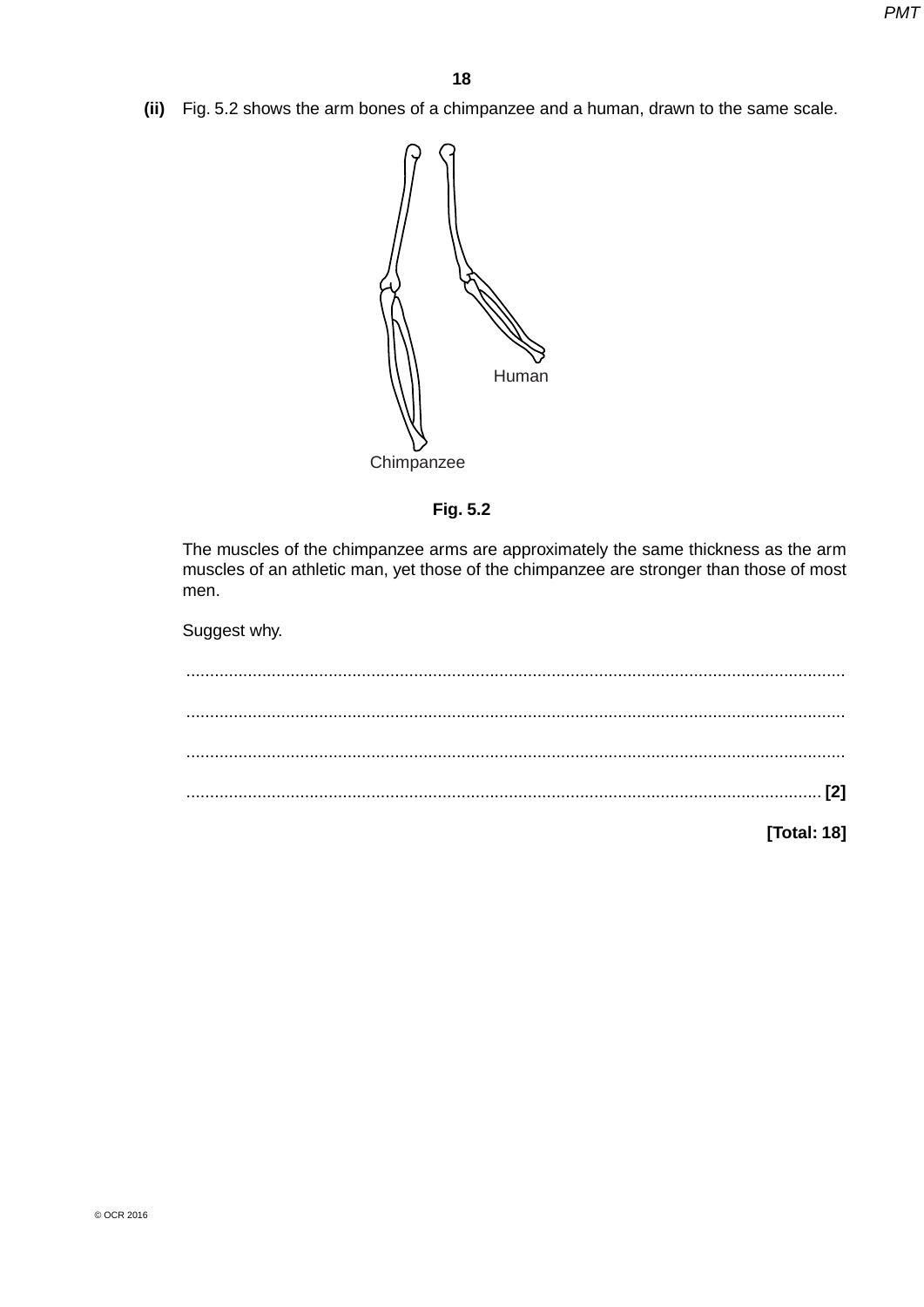**(ii)** Fig. 5.2 shows the arm bones of a chimpanzee and a human, drawn to the same scale.

Human

Chimpanzee

**Fig. 5.2**

The muscles of the chimpanzee arms are approximately the same thickness as the arm muscles of an athletic man, yet those of the chimpanzee are stronger than those of most men.

Suggest why.

...........................................................................................................................................

...........................................................................................................................................

...........................................................................................................................................

...................................................................................................................................... **[2]**

**[Total: 18]**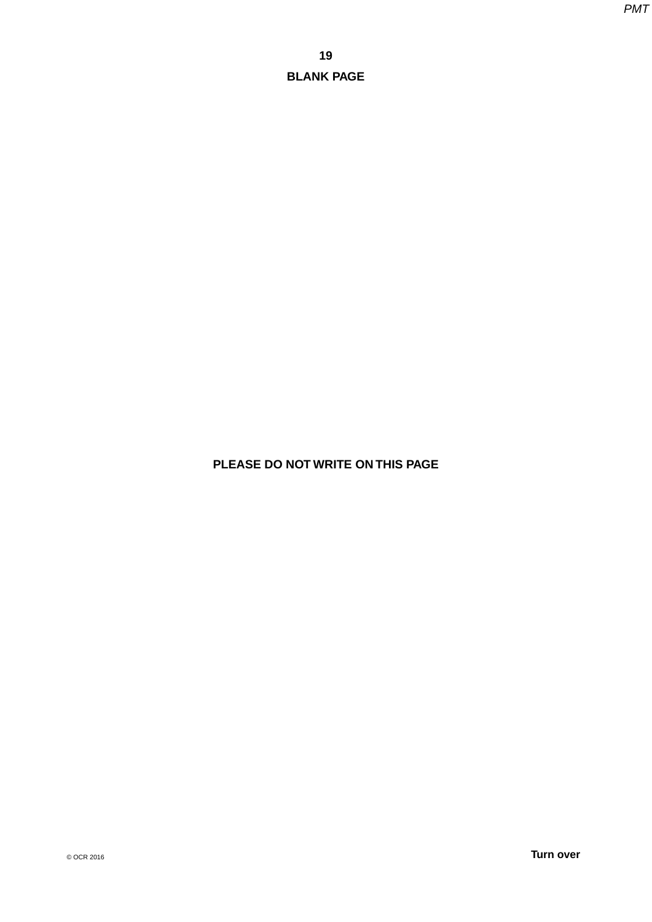**BLANK PAGE**

**PLEASE DO NOT WRITE ON THIS PAGE**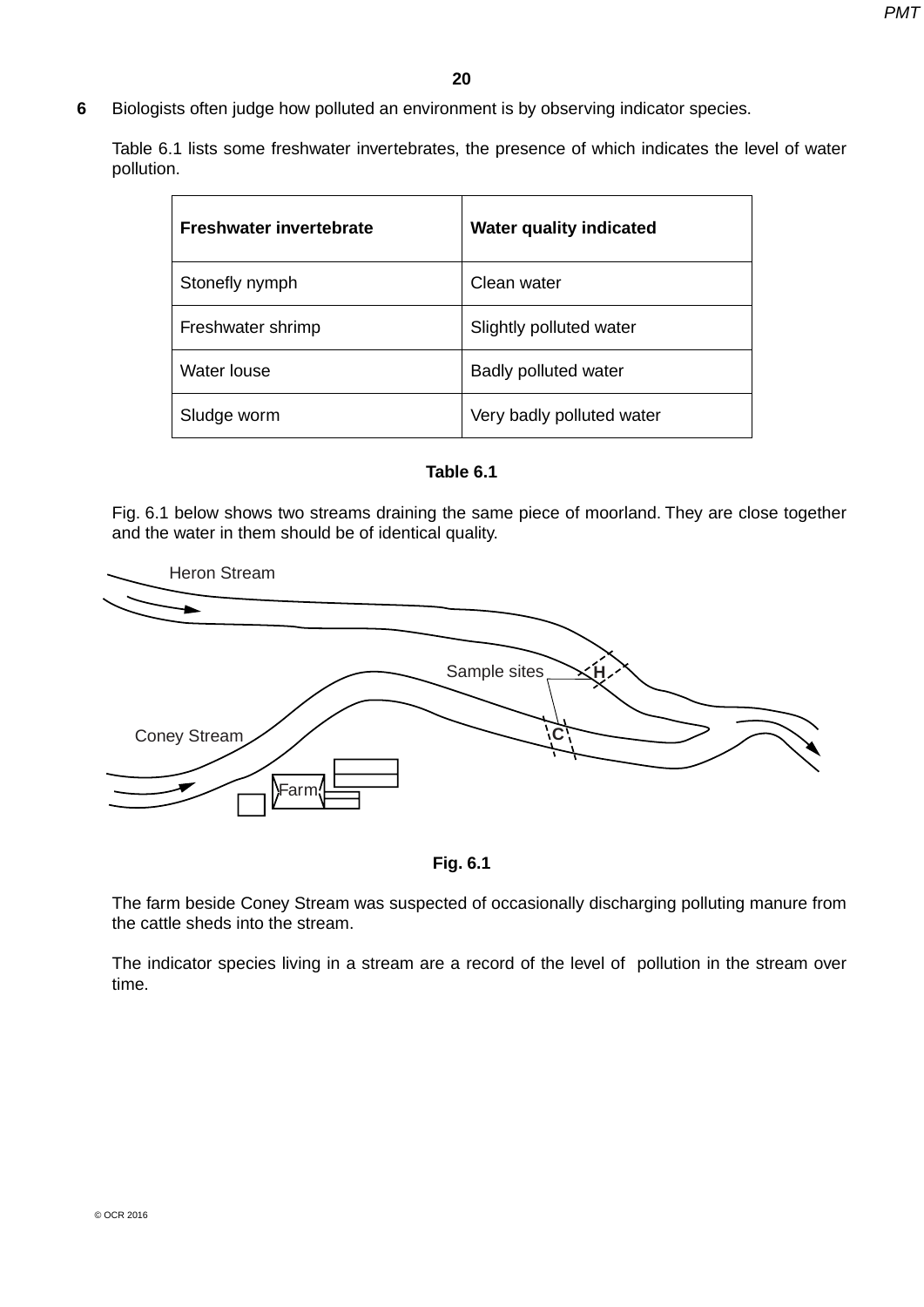**6** Biologists often judge how polluted an environment is by observing indicator species.

Table 6.1 lists some freshwater invertebrates, the presence of which indicates the level of water pollution.

| Freshwater invertebrate | Water quality indicated |
|---|---|
| Stonefly nymph | Clean water |
| Freshwater shrimp | Slightly polluted water |
| Water louse | Badly polluted water |
| Sludge worm | Very badly polluted water |

**Table 6.1**

Fig. 6.1 below shows two streams draining the same piece of moorland. They are close together and the water in them should be of identical quality.

Heron Stream

Sample sites H

C

Coney Stream

Farm

**Fig. 6.1**

The farm beside Coney Stream was suspected of occasionally discharging polluting manure from the cattle sheds into the stream.

The indicator species living in a stream are a record of the level of pollution in the stream over time.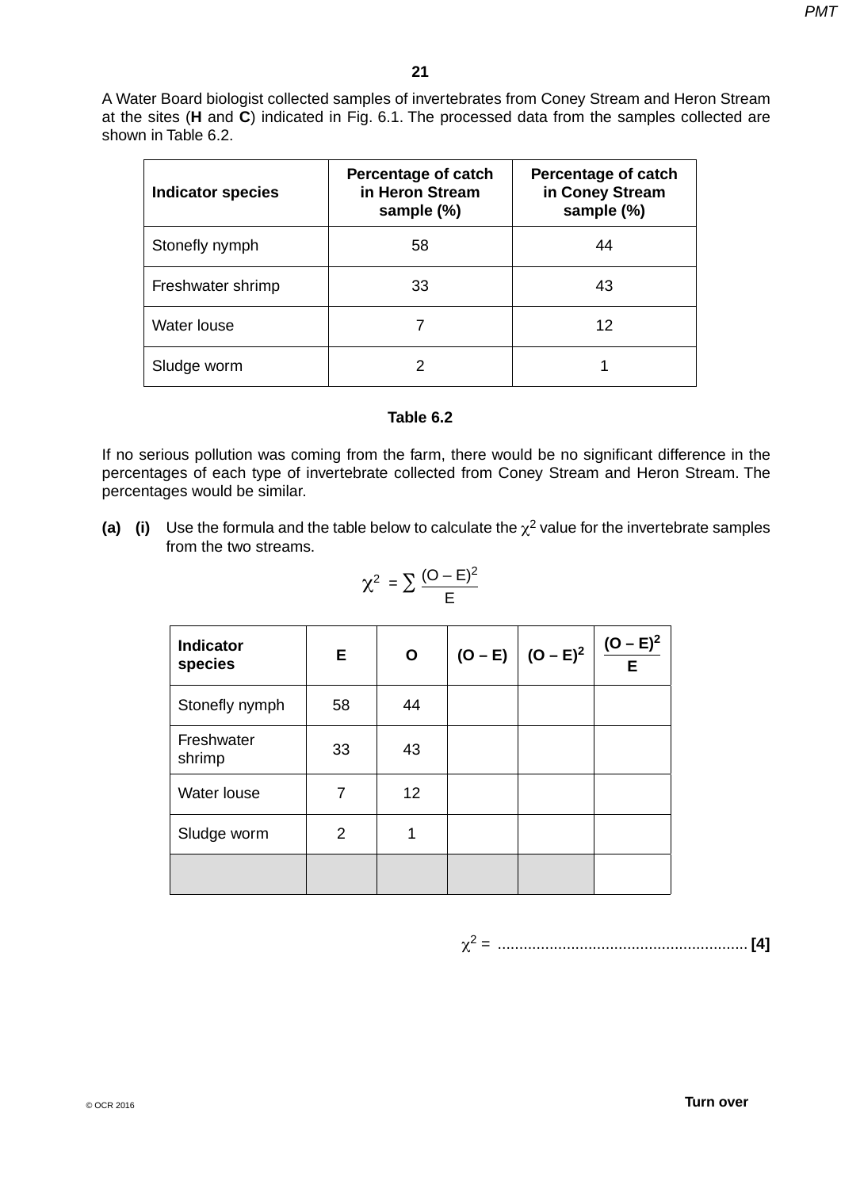A Water Board biologist collected samples of invertebrates from Coney Stream and Heron Stream at the sites (**H** and **C**) indicated in Fig. 6.1. The processed data from the samples collected are shown in Table 6.2.

| **Indicator species** | **Percentage of catch in Heron Stream sample (%)** | **Percentage of catch in Coney Stream sample (%)** |
|---|---|---|
| Stonefly nymph | 58 | 44 |
| Freshwater shrimp | 33 | 43 |
| Water louse | 7 | 12 |
| Sludge worm | 2 | 1 |

**Table 6.2**

If no serious pollution was coming from the farm, there would be no significant difference in the percentages of each type of invertebrate collected from Coney Stream and Heron Stream. The percentages would be similar.

**(a) (i)** Use the formula and the table below to calculate the $\chi^2$ value for the invertebrate samples from the two streams.

$$\chi^2 = \sum \frac{(O - E)^2}{E}$$

| **Indicator species** | **E** | **O** | **(O – E)** | **$(O - E)^2$** | **$\frac{(O - E)^2}{E}$** |
|---|---|---|---|---|---|
| Stonefly nymph | 58 | 44 | | | |
| Freshwater shrimp | 33 | 43 | | | |
| Water louse | 7 | 12 | | | |
| Sludge worm | 2 | 1 | | | |
| | | | | | |

$\chi^2$ = ......................................................... **[4]**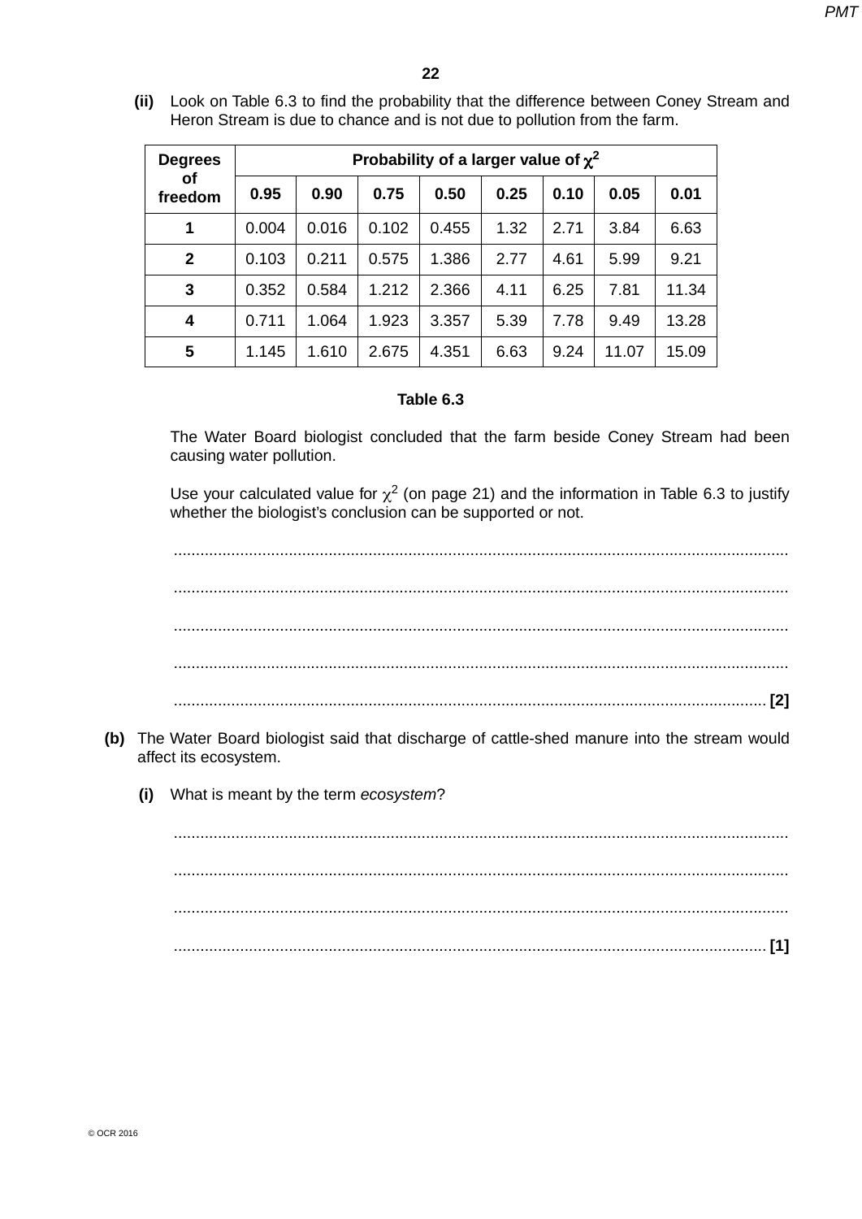**(ii)** Look on Table 6.3 to find the probability that the difference between Coney Stream and Heron Stream is due to chance and is not due to pollution from the farm.

| Degrees of freedom | Probability of a larger value of $\chi^2$ | | | | | | | |
|---|---|---|---|---|---|---|---|---|
| | **0.95** | **0.90** | **0.75** | **0.50** | **0.25** | **0.10** | **0.05** | **0.01** |
| **1** | 0.004 | 0.016 | 0.102 | 0.455 | 1.32 | 2.71 | 3.84 | 6.63 |
| **2** | 0.103 | 0.211 | 0.575 | 1.386 | 2.77 | 4.61 | 5.99 | 9.21 |
| **3** | 0.352 | 0.584 | 1.212 | 2.366 | 4.11 | 6.25 | 7.81 | 11.34 |
| **4** | 0.711 | 1.064 | 1.923 | 3.357 | 5.39 | 7.78 | 9.49 | 13.28 |
| **5** | 1.145 | 1.610 | 2.675 | 4.351 | 6.63 | 9.24 | 11.07 | 15.09 |

**Table 6.3**

The Water Board biologist concluded that the farm beside Coney Stream had been causing water pollution.

Use your calculated value for $\chi^2$ (on page 21) and the information in Table 6.3 to justify whether the biologist's conclusion can be supported or not.

..........................................................................................................................................

..........................................................................................................................................

..........................................................................................................................................

..........................................................................................................................................

.................................................................................................................................... **[2]**

**(b)** The Water Board biologist said that discharge of cattle-shed manure into the stream would affect its ecosystem.

**(i)** What is meant by the term *ecosystem*?

..........................................................................................................................................

..........................................................................................................................................

..........................................................................................................................................

.................................................................................................................................... **[1]**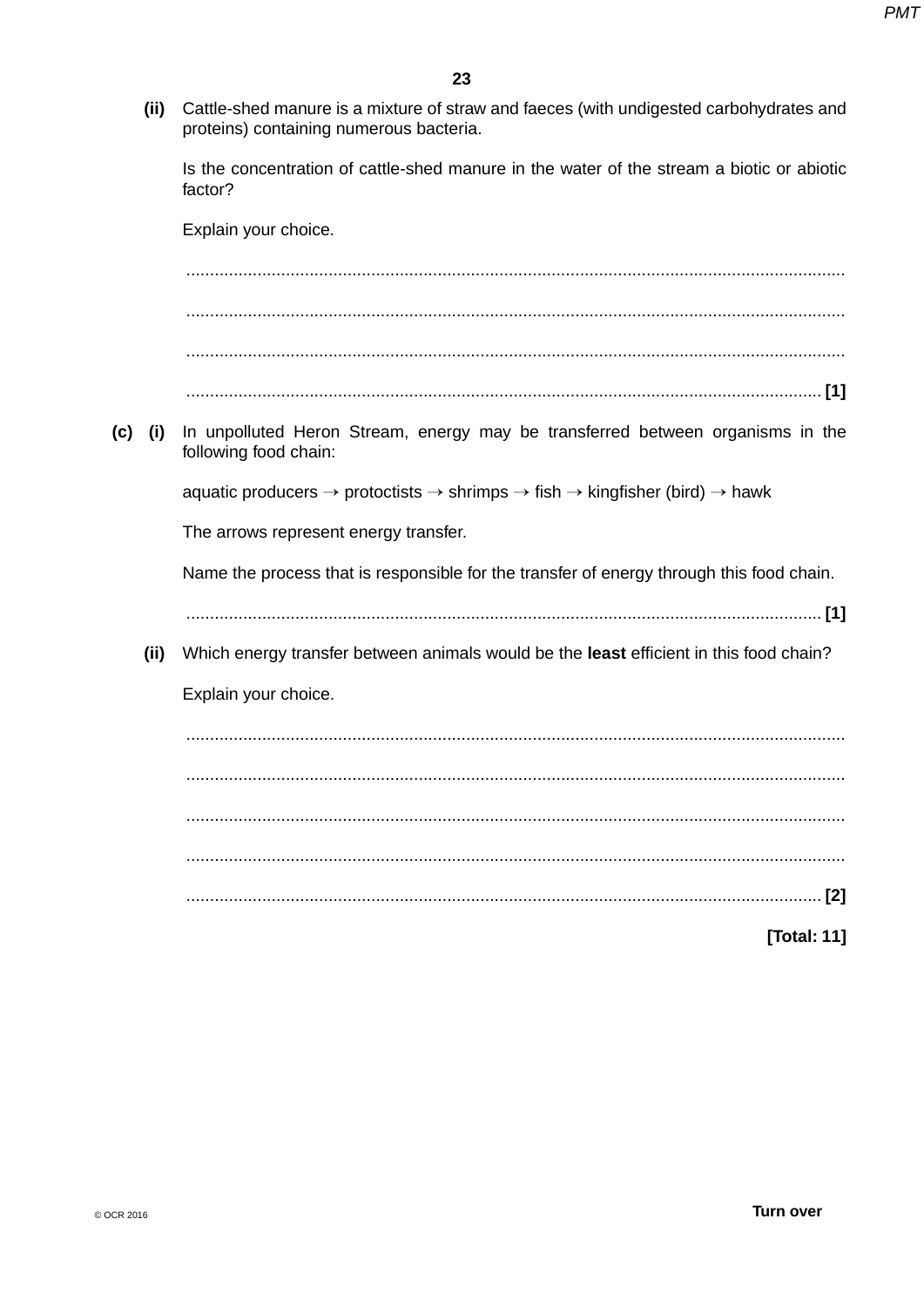**(ii)** Cattle-shed manure is a mixture of straw and faeces (with undigested carbohydrates and proteins) containing numerous bacteria.

Is the concentration of cattle-shed manure in the water of the stream a biotic or abiotic factor?

Explain your choice.

..........................................................................................................................................

..........................................................................................................................................

..........................................................................................................................................

.................................................................................................................................... [1]

**(c) (i)** In unpolluted Heron Stream, energy may be transferred between organisms in the following food chain:

aquatic producers → protoctists → shrimps → fish → kingfisher (bird) → hawk

The arrows represent energy transfer.

Name the process that is responsible for the transfer of energy through this food chain.

.................................................................................................................................... [1]

**(ii)** Which energy transfer between animals would be the **least** efficient in this food chain?

Explain your choice.

..........................................................................................................................................

..........................................................................................................................................

..........................................................................................................................................

..........................................................................................................................................

.................................................................................................................................... [2]

**[Total: 11]**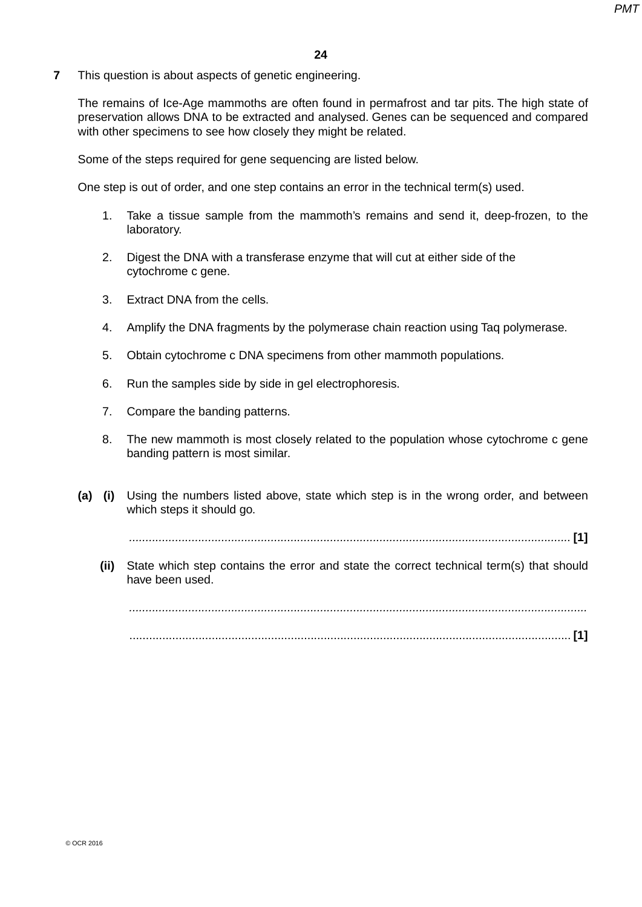**7** This question is about aspects of genetic engineering.

The remains of Ice-Age mammoths are often found in permafrost and tar pits. The high state of preservation allows DNA to be extracted and analysed. Genes can be sequenced and compared with other specimens to see how closely they might be related.

Some of the steps required for gene sequencing are listed below.

One step is out of order, and one step contains an error in the technical term(s) used.

1. Take a tissue sample from the mammoth's remains and send it, deep-frozen, to the laboratory.
2. Digest the DNA with a transferase enzyme that will cut at either side of the cytochrome c gene.
3. Extract DNA from the cells.
4. Amplify the DNA fragments by the polymerase chain reaction using Taq polymerase.
5. Obtain cytochrome c DNA specimens from other mammoth populations.
6. Run the samples side by side in gel electrophoresis.
7. Compare the banding patterns.
8. The new mammoth is most closely related to the population whose cytochrome c gene banding pattern is most similar.

**(a) (i)** Using the numbers listed above, state which step is in the wrong order, and between which steps it should go.

.......................................................................................................................................... **[1]**

**(ii)** State which step contains the error and state the correct technical term(s) that should have been used.

..........................................................................................................................................

.......................................................................................................................................... **[1]**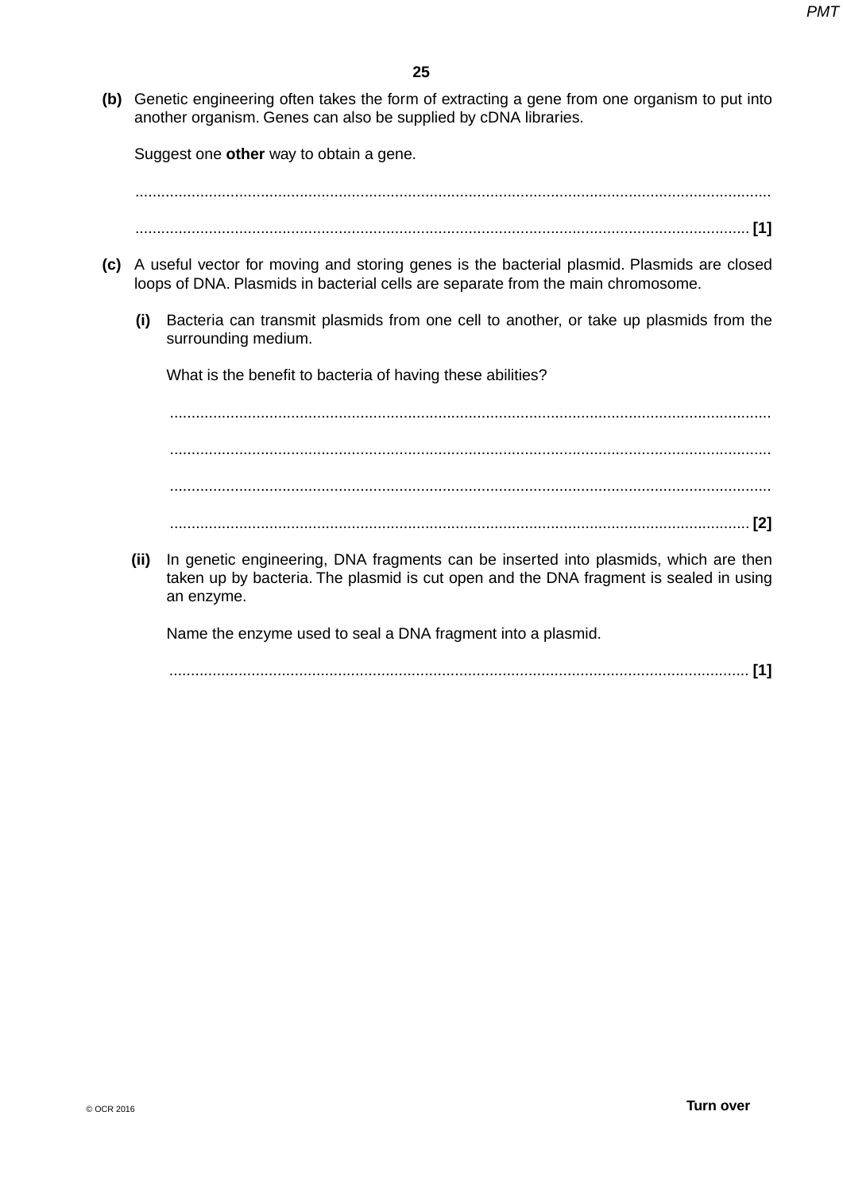**(b)** Genetic engineering often takes the form of extracting a gene from one organism to put into another organism. Genes can also be supplied by cDNA libraries.

Suggest one **other** way to obtain a gene.

.......................................................................................................................................................

....................................................................................................................................................... **[1]**

**(c)** A useful vector for moving and storing genes is the bacterial plasmid. Plasmids are closed loops of DNA. Plasmids in bacterial cells are separate from the main chromosome.

**(i)** Bacteria can transmit plasmids from one cell to another, or take up plasmids from the surrounding medium.

What is the benefit to bacteria of having these abilities?

.......................................................................................................................................................

.......................................................................................................................................................

.......................................................................................................................................................

....................................................................................................................................................... **[2]**

**(ii)** In genetic engineering, DNA fragments can be inserted into plasmids, which are then taken up by bacteria. The plasmid is cut open and the DNA fragment is sealed in using an enzyme.

Name the enzyme used to seal a DNA fragment into a plasmid.

....................................................................................................................................................... **[1]**

© OCR 2016

**Turn over**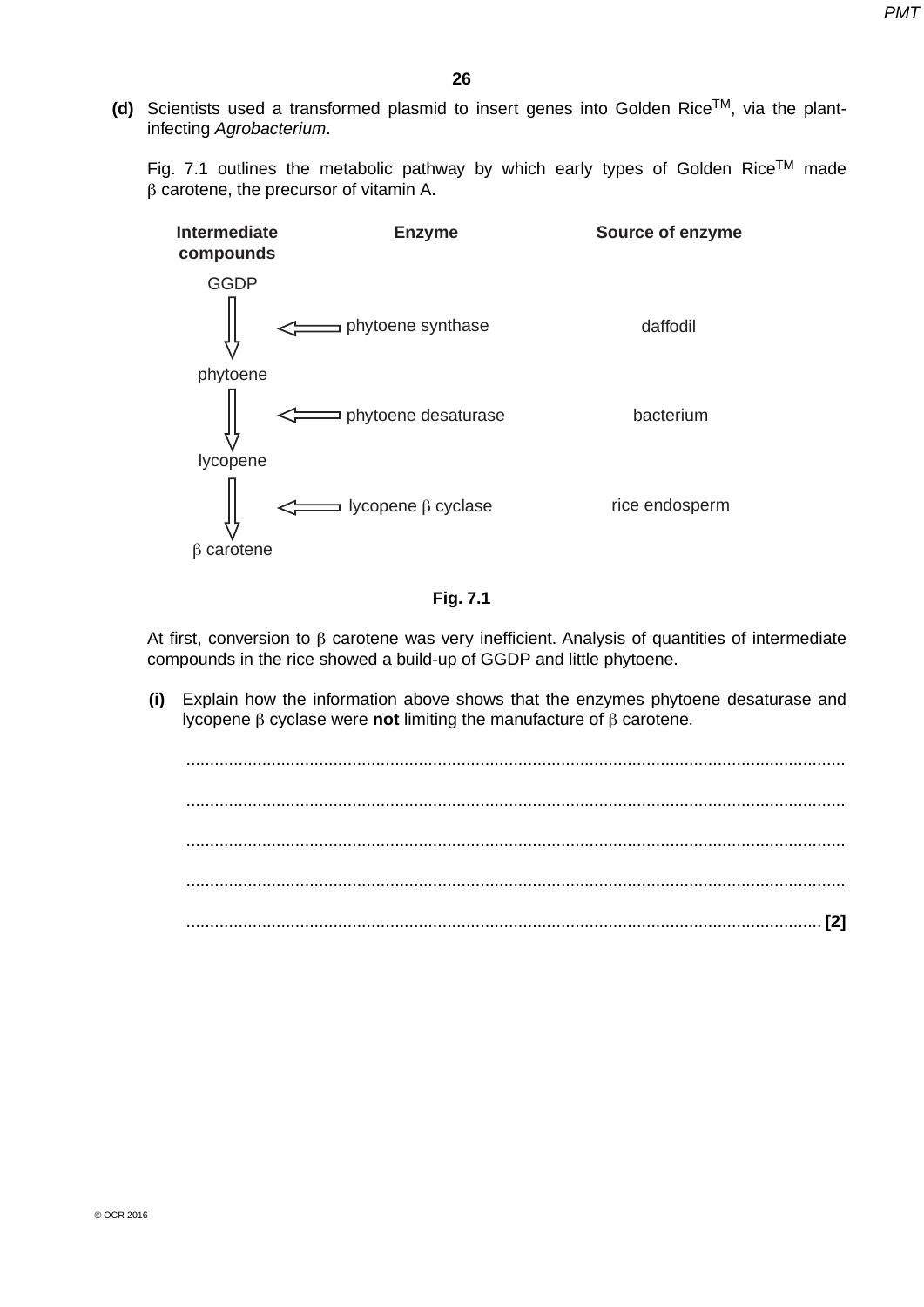**(d)** Scientists used a transformed plasmid to insert genes into Golden Rice$^{TM}$, via the plant-infecting *Agrobacterium*.

Fig. 7.1 outlines the metabolic pathway by which early types of Golden Rice$^{TM}$ made β carotene, the precursor of vitamin A.

| Intermediate compounds | Enzyme | Source of enzyme |
|---|---|---|
| GGDP | | |
| ↓ | phytoene synthase | daffodil |
| phytoene | | |
| ↓ | phytoene desaturase | bacterium |
| lycopene | | |
| ↓ | lycopene β cyclase | rice endosperm |
| β carotene | | |

**Fig. 7.1**

At first, conversion to β carotene was very inefficient. Analysis of quantities of intermediate compounds in the rice showed a build-up of GGDP and little phytoene.

**(i)** Explain how the information above shows that the enzymes phytoene desaturase and lycopene β cyclase were **not** limiting the manufacture of β carotene.

...........................................................................................................................................

...........................................................................................................................................

...........................................................................................................................................

...........................................................................................................................................

...................................................................................................................................... **[2]**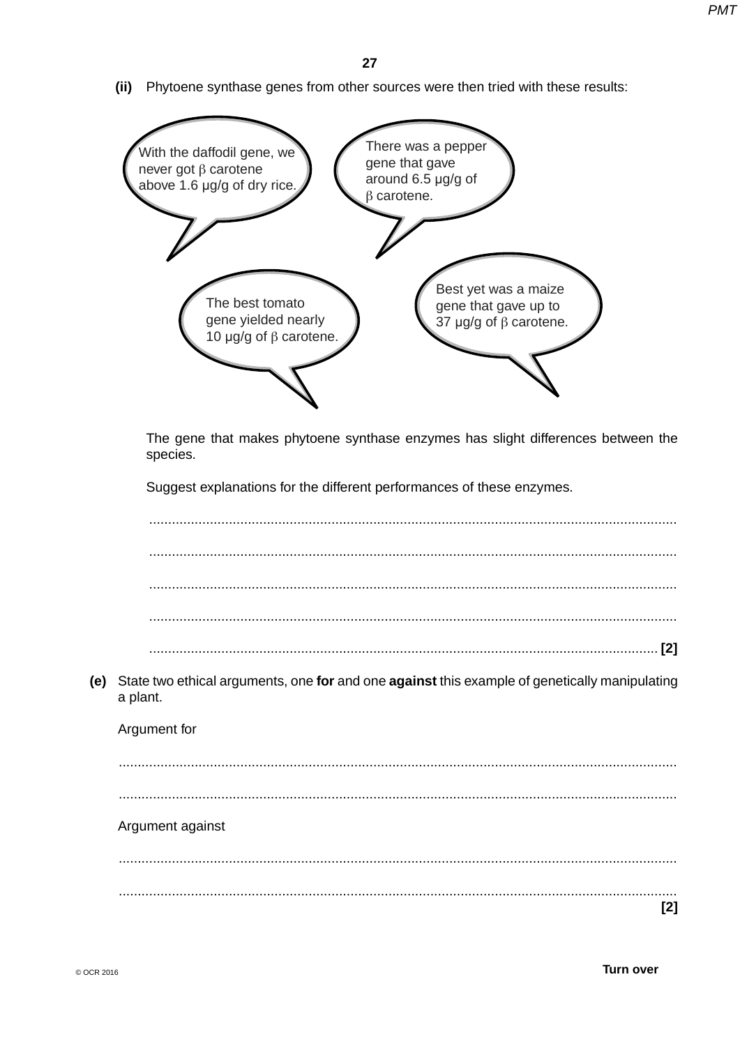**(ii)** Phytoene synthase genes from other sources were then tried with these results:

> With the daffodil gene, we never got β carotene above 1.6 μg/g of dry rice.

> There was a pepper gene that gave around 6.5 μg/g of β carotene.

> The best tomato gene yielded nearly 10 μg/g of β carotene.

> Best yet was a maize gene that gave up to 37 μg/g of β carotene.

The gene that makes phytoene synthase enzymes has slight differences between the species.

Suggest explanations for the different performances of these enzymes.

..........................................................................................................................................

..........................................................................................................................................

..........................................................................................................................................

..........................................................................................................................................

.................................................................................................................................... **[2]**

**(e)** State two ethical arguments, one **for** and one **against** this example of genetically manipulating a plant.

Argument for

..........................................................................................................................................

..........................................................................................................................................

Argument against

..........................................................................................................................................

..........................................................................................................................................

**[2]**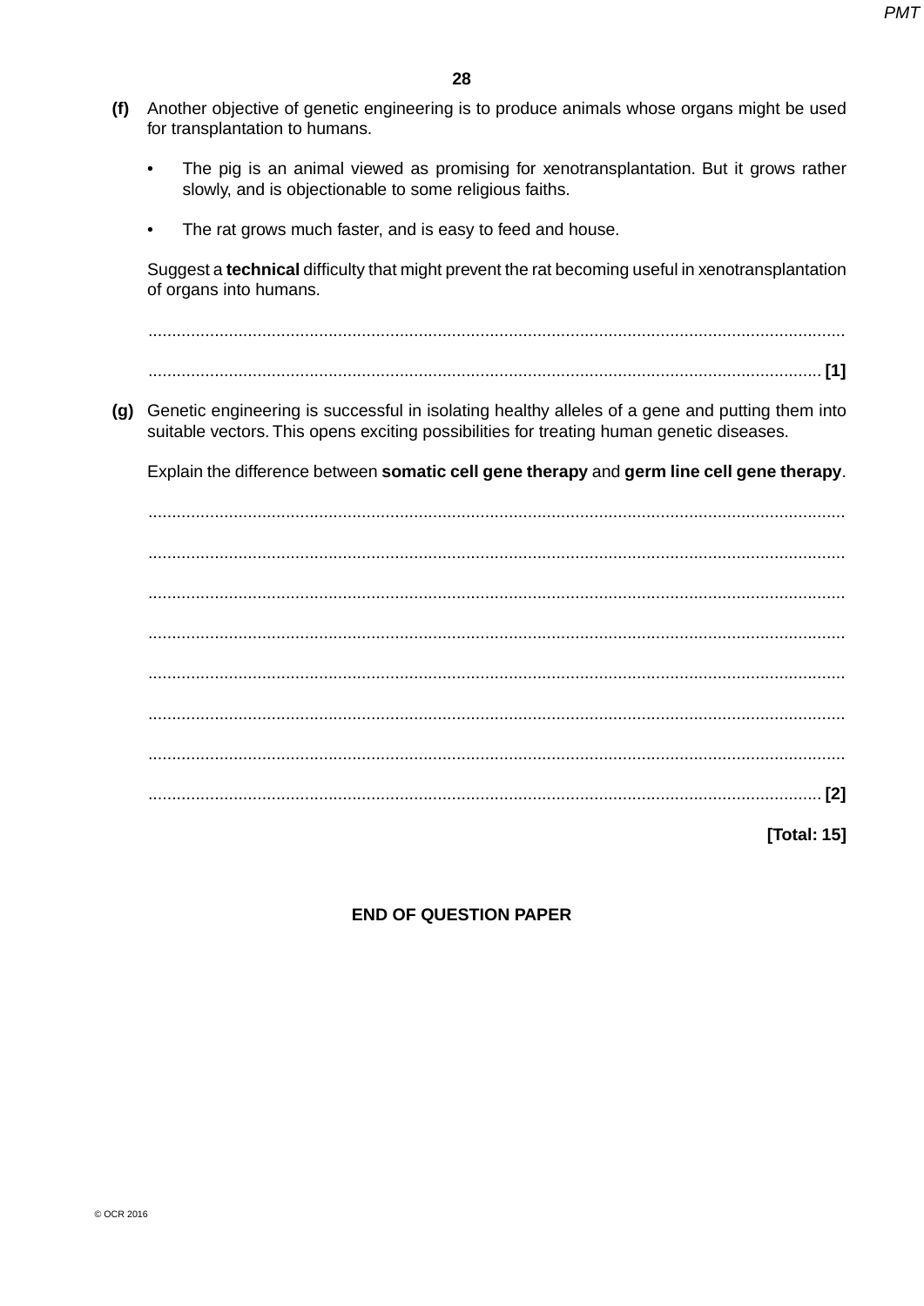**(f)** Another objective of genetic engineering is to produce animals whose organs might be used for transplantation to humans.

- The pig is an animal viewed as promising for xenotransplantation. But it grows rather slowly, and is objectionable to some religious faiths.
- The rat grows much faster, and is easy to feed and house.

Suggest a **technical** difficulty that might prevent the rat becoming useful in xenotransplantation of organs into humans.

..........................................................................................................................................

.................................................................................................................................... **[1]**

**(g)** Genetic engineering is successful in isolating healthy alleles of a gene and putting them into suitable vectors. This opens exciting possibilities for treating human genetic diseases.

Explain the difference between **somatic cell gene therapy** and **germ line cell gene therapy**.

..........................................................................................................................................

..........................................................................................................................................

..........................................................................................................................................

..........................................................................................................................................

..........................................................................................................................................

..........................................................................................................................................

..........................................................................................................................................

.................................................................................................................................... **[2]**

**[Total: 15]**

**END OF QUESTION PAPER**

© OCR 2016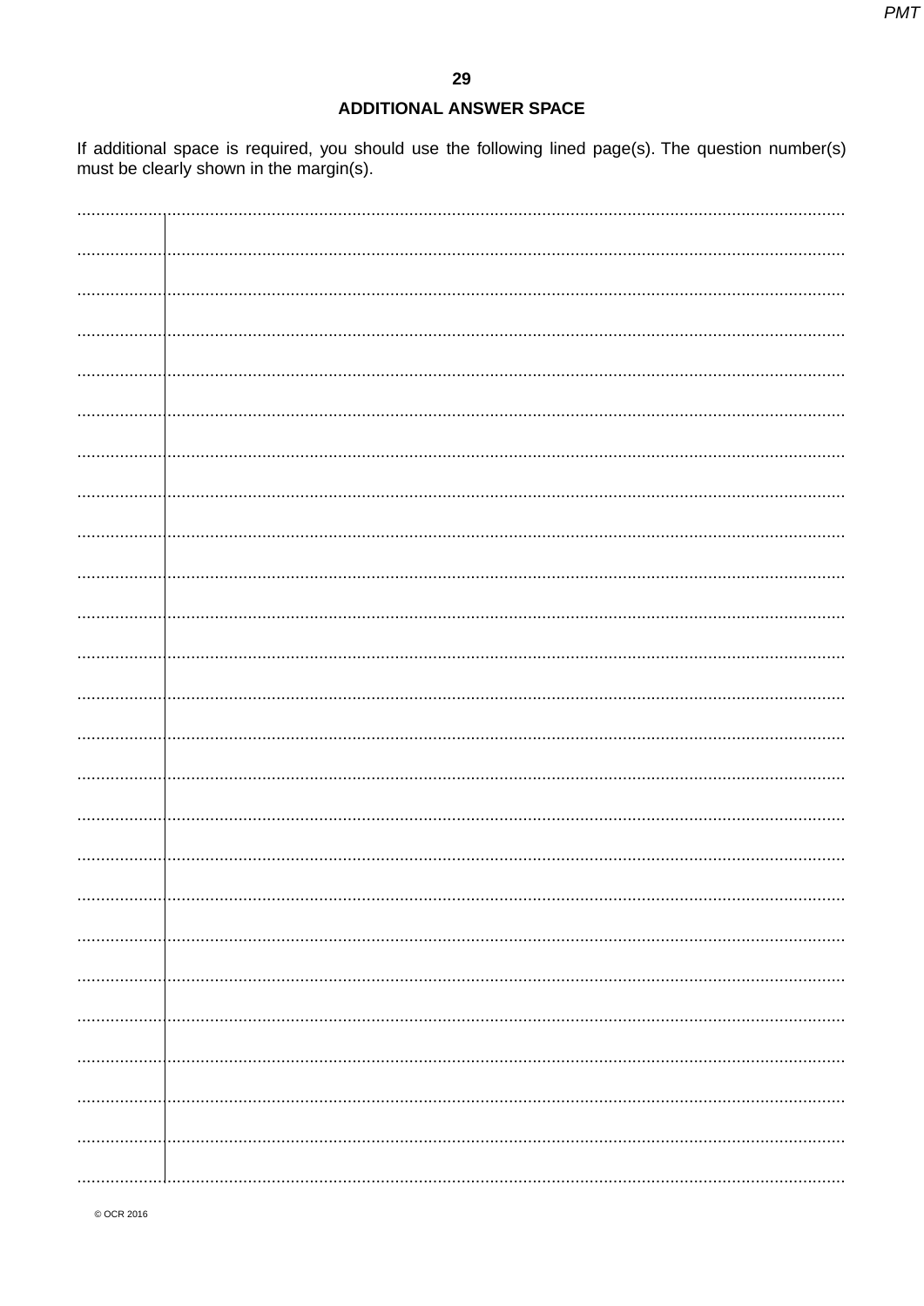## ADDITIONAL ANSWER SPACE

If additional space is required, you should use the following lined page(s). The question number(s) must be clearly shown in the margin(s).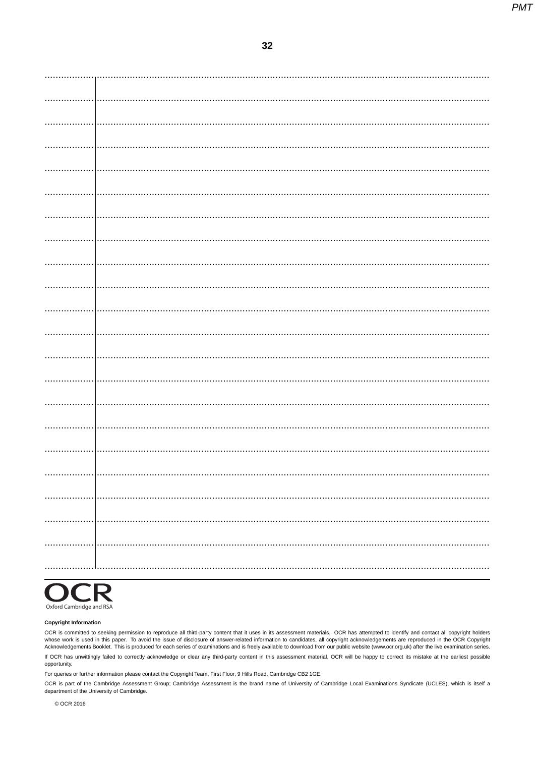OCR

Oxford Cambridge and RSA

**Copyright Information**

OCR is committed to seeking permission to reproduce all third-party content that it uses in its assessment materials. OCR has attempted to identify and contact all copyright holders whose work is used in this paper. To avoid the issue of disclosure of answer-related information to candidates, all copyright acknowledgements are reproduced in the OCR Copyright Acknowledgements Booklet. This is produced for each series of examinations and is freely available to download from our public website (www.ocr.org.uk) after the live examination series.

If OCR has unwittingly failed to correctly acknowledge or clear any third-party content in this assessment material, OCR will be happy to correct its mistake at the earliest possible opportunity.

For queries or further information please contact the Copyright Team, First Floor, 9 Hills Road, Cambridge CB2 1GE.

OCR is part of the Cambridge Assessment Group; Cambridge Assessment is the brand name of University of Cambridge Local Examinations Syndicate (UCLES), which is itself a department of the University of Cambridge.

© OCR 2016